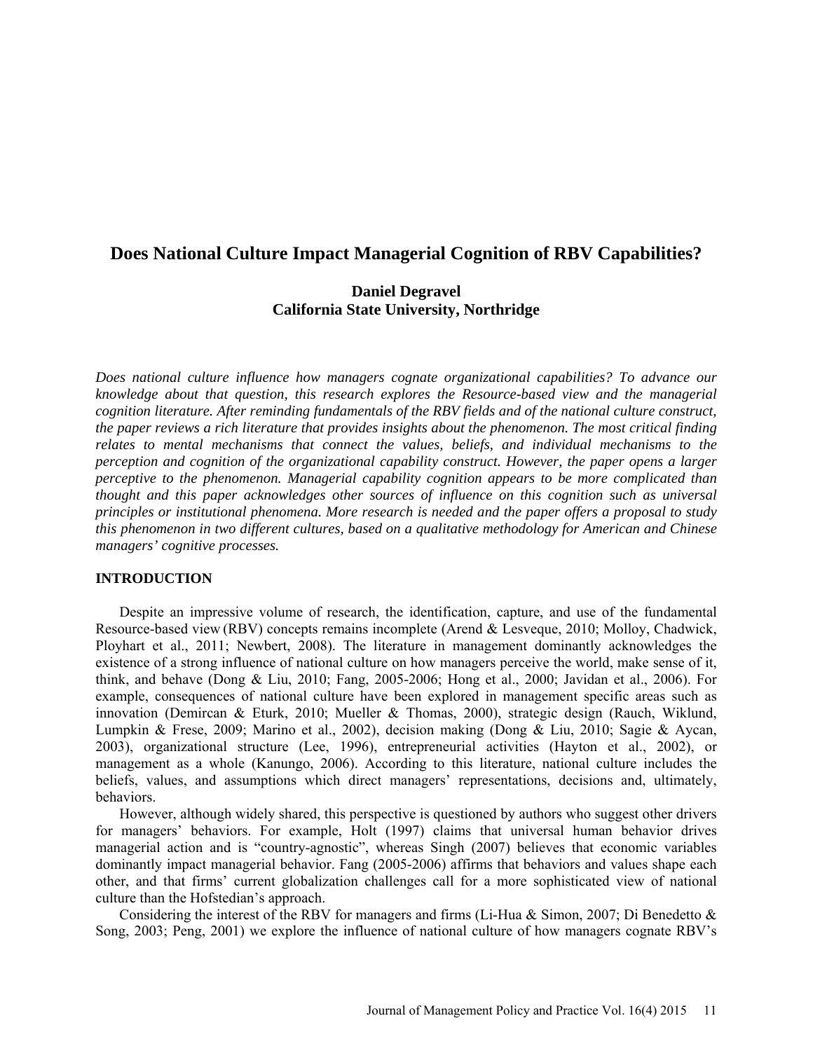# Does National Culture Impact Managerial Cognition of RBV Capabilities?

**Daniel Degravel**
**California State University, Northridge**

*Does national culture influence how managers cognate organizational capabilities? To advance our knowledge about that question, this research explores the Resource-based view and the managerial cognition literature. After reminding fundamentals of the RBV fields and of the national culture construct, the paper reviews a rich literature that provides insights about the phenomenon. The most critical finding relates to mental mechanisms that connect the values, beliefs, and individual mechanisms to the perception and cognition of the organizational capability construct. However, the paper opens a larger perceptive to the phenomenon. Managerial capability cognition appears to be more complicated than thought and this paper acknowledges other sources of influence on this cognition such as universal principles or institutional phenomena. More research is needed and the paper offers a proposal to study this phenomenon in two different cultures, based on a qualitative methodology for American and Chinese managers' cognitive processes.*

## INTRODUCTION

Despite an impressive volume of research, the identification, capture, and use of the fundamental Resource-based view (RBV) concepts remains incomplete (Arend & Lesveque, 2010; Molloy, Chadwick, Ployhart et al., 2011; Newbert, 2008). The literature in management dominantly acknowledges the existence of a strong influence of national culture on how managers perceive the world, make sense of it, think, and behave (Dong & Liu, 2010; Fang, 2005-2006; Hong et al., 2000; Javidan et al., 2006). For example, consequences of national culture have been explored in management specific areas such as innovation (Demircan & Eturk, 2010; Mueller & Thomas, 2000), strategic design (Rauch, Wiklund, Lumpkin & Frese, 2009; Marino et al., 2002), decision making (Dong & Liu, 2010; Sagie & Aycan, 2003), organizational structure (Lee, 1996), entrepreneurial activities (Hayton et al., 2002), or management as a whole (Kanungo, 2006). According to this literature, national culture includes the beliefs, values, and assumptions which direct managers' representations, decisions and, ultimately, behaviors.

However, although widely shared, this perspective is questioned by authors who suggest other drivers for managers' behaviors. For example, Holt (1997) claims that universal human behavior drives managerial action and is "country-agnostic", whereas Singh (2007) believes that economic variables dominantly impact managerial behavior. Fang (2005-2006) affirms that behaviors and values shape each other, and that firms' current globalization challenges call for a more sophisticated view of national culture than the Hofstedian's approach.

Considering the interest of the RBV for managers and firms (Li-Hua & Simon, 2007; Di Benedetto & Song, 2003; Peng, 2001) we explore the influence of national culture of how managers cognate RBV's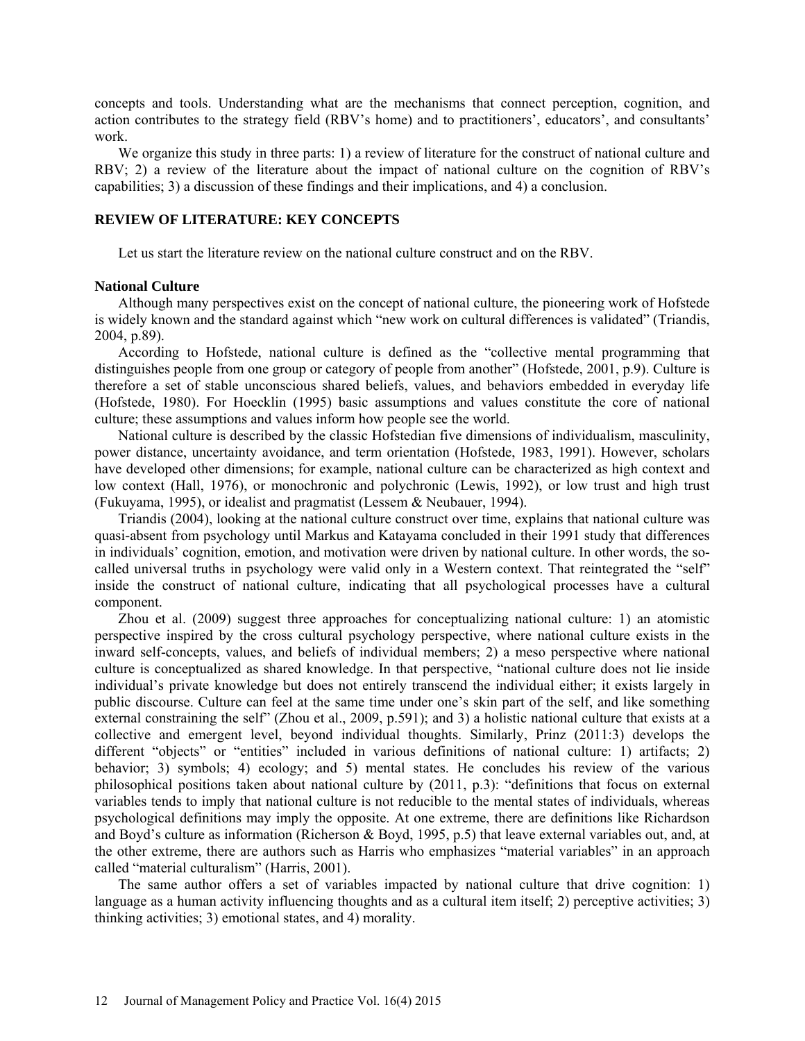concepts and tools. Understanding what are the mechanisms that connect perception, cognition, and action contributes to the strategy field (RBV's home) and to practitioners', educators', and consultants' work.

We organize this study in three parts: 1) a review of literature for the construct of national culture and RBV; 2) a review of the literature about the impact of national culture on the cognition of RBV's capabilities; 3) a discussion of these findings and their implications, and 4) a conclusion.

## REVIEW OF LITERATURE: KEY CONCEPTS

Let us start the literature review on the national culture construct and on the RBV.

### National Culture

Although many perspectives exist on the concept of national culture, the pioneering work of Hofstede is widely known and the standard against which "new work on cultural differences is validated" (Triandis, 2004, p.89).

According to Hofstede, national culture is defined as the "collective mental programming that distinguishes people from one group or category of people from another" (Hofstede, 2001, p.9). Culture is therefore a set of stable unconscious shared beliefs, values, and behaviors embedded in everyday life (Hofstede, 1980). For Hoecklin (1995) basic assumptions and values constitute the core of national culture; these assumptions and values inform how people see the world.

National culture is described by the classic Hofstedian five dimensions of individualism, masculinity, power distance, uncertainty avoidance, and term orientation (Hofstede, 1983, 1991). However, scholars have developed other dimensions; for example, national culture can be characterized as high context and low context (Hall, 1976), or monochronic and polychronic (Lewis, 1992), or low trust and high trust (Fukuyama, 1995), or idealist and pragmatist (Lessem & Neubauer, 1994).

Triandis (2004), looking at the national culture construct over time, explains that national culture was quasi-absent from psychology until Markus and Katayama concluded in their 1991 study that differences in individuals' cognition, emotion, and motivation were driven by national culture. In other words, the so-called universal truths in psychology were valid only in a Western context. That reintegrated the "self" inside the construct of national culture, indicating that all psychological processes have a cultural component.

Zhou et al. (2009) suggest three approaches for conceptualizing national culture: 1) an atomistic perspective inspired by the cross cultural psychology perspective, where national culture exists in the inward self-concepts, values, and beliefs of individual members; 2) a meso perspective where national culture is conceptualized as shared knowledge. In that perspective, "national culture does not lie inside individual's private knowledge but does not entirely transcend the individual either; it exists largely in public discourse. Culture can feel at the same time under one's skin part of the self, and like something external constraining the self" (Zhou et al., 2009, p.591); and 3) a holistic national culture that exists at a collective and emergent level, beyond individual thoughts. Similarly, Prinz (2011:3) develops the different "objects" or "entities" included in various definitions of national culture: 1) artifacts; 2) behavior; 3) symbols; 4) ecology; and 5) mental states. He concludes his review of the various philosophical positions taken about national culture by (2011, p.3): "definitions that focus on external variables tends to imply that national culture is not reducible to the mental states of individuals, whereas psychological definitions may imply the opposite. At one extreme, there are definitions like Richardson and Boyd's culture as information (Richerson & Boyd, 1995, p.5) that leave external variables out, and, at the other extreme, there are authors such as Harris who emphasizes "material variables" in an approach called "material culturalism" (Harris, 2001).

The same author offers a set of variables impacted by national culture that drive cognition: 1) language as a human activity influencing thoughts and as a cultural item itself; 2) perceptive activities; 3) thinking activities; 3) emotional states, and 4) morality.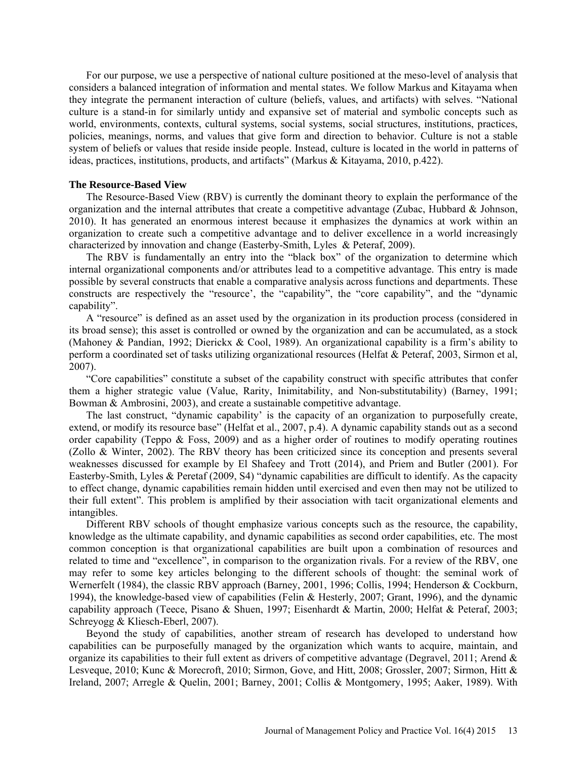For our purpose, we use a perspective of national culture positioned at the meso-level of analysis that considers a balanced integration of information and mental states. We follow Markus and Kitayama when they integrate the permanent interaction of culture (beliefs, values, and artifacts) with selves. "National culture is a stand-in for similarly untidy and expansive set of material and symbolic concepts such as world, environments, contexts, cultural systems, social systems, social structures, institutions, practices, policies, meanings, norms, and values that give form and direction to behavior. Culture is not a stable system of beliefs or values that reside inside people. Instead, culture is located in the world in patterns of ideas, practices, institutions, products, and artifacts" (Markus & Kitayama, 2010, p.422).

**The Resource-Based View**

The Resource-Based View (RBV) is currently the dominant theory to explain the performance of the organization and the internal attributes that create a competitive advantage (Zubac, Hubbard & Johnson, 2010). It has generated an enormous interest because it emphasizes the dynamics at work within an organization to create such a competitive advantage and to deliver excellence in a world increasingly characterized by innovation and change (Easterby-Smith, Lyles & Peteraf, 2009).

The RBV is fundamentally an entry into the "black box" of the organization to determine which internal organizational components and/or attributes lead to a competitive advantage. This entry is made possible by several constructs that enable a comparative analysis across functions and departments. These constructs are respectively the "resource', the "capability", the "core capability", and the "dynamic capability".

A "resource" is defined as an asset used by the organization in its production process (considered in its broad sense); this asset is controlled or owned by the organization and can be accumulated, as a stock (Mahoney & Pandian, 1992; Dierickx & Cool, 1989). An organizational capability is a firm's ability to perform a coordinated set of tasks utilizing organizational resources (Helfat & Peteraf, 2003, Sirmon et al, 2007).

"Core capabilities" constitute a subset of the capability construct with specific attributes that confer them a higher strategic value (Value, Rarity, Inimitability, and Non-substitutability) (Barney, 1991; Bowman & Ambrosini, 2003), and create a sustainable competitive advantage.

The last construct, "dynamic capability' is the capacity of an organization to purposefully create, extend, or modify its resource base" (Helfat et al., 2007, p.4). A dynamic capability stands out as a second order capability (Teppo & Foss, 2009) and as a higher order of routines to modify operating routines (Zollo & Winter, 2002). The RBV theory has been criticized since its conception and presents several weaknesses discussed for example by El Shafeey and Trott (2014), and Priem and Butler (2001). For Easterby-Smith, Lyles & Peretaf (2009, S4) "dynamic capabilities are difficult to identify. As the capacity to effect change, dynamic capabilities remain hidden until exercised and even then may not be utilized to their full extent". This problem is amplified by their association with tacit organizational elements and intangibles.

Different RBV schools of thought emphasize various concepts such as the resource, the capability, knowledge as the ultimate capability, and dynamic capabilities as second order capabilities, etc. The most common conception is that organizational capabilities are built upon a combination of resources and related to time and "excellence", in comparison to the organization rivals. For a review of the RBV, one may refer to some key articles belonging to the different schools of thought: the seminal work of Wernerfelt (1984), the classic RBV approach (Barney, 2001, 1996; Collis, 1994; Henderson & Cockburn, 1994), the knowledge-based view of capabilities (Felin & Hesterly, 2007; Grant, 1996), and the dynamic capability approach (Teece, Pisano & Shuen, 1997; Eisenhardt & Martin, 2000; Helfat & Peteraf, 2003; Schreyogg & Kliesch-Eberl, 2007).

Beyond the study of capabilities, another stream of research has developed to understand how capabilities can be purposefully managed by the organization which wants to acquire, maintain, and organize its capabilities to their full extent as drivers of competitive advantage (Degravel, 2011; Arend & Lesveque, 2010; Kunc & Morecroft, 2010; Sirmon, Gove, and Hitt, 2008; Grossler, 2007; Sirmon, Hitt & Ireland, 2007; Arregle & Quelin, 2001; Barney, 2001; Collis & Montgomery, 1995; Aaker, 1989). With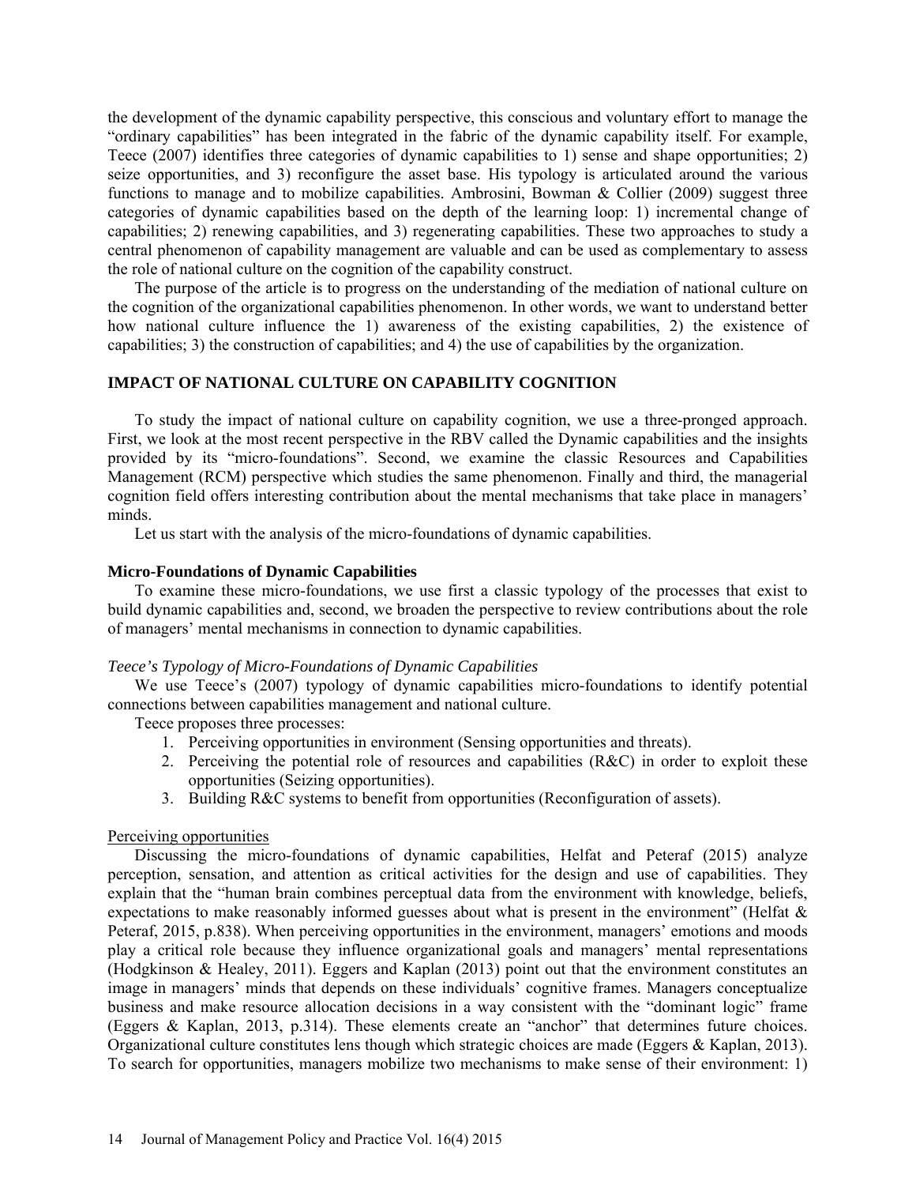the development of the dynamic capability perspective, this conscious and voluntary effort to manage the "ordinary capabilities" has been integrated in the fabric of the dynamic capability itself. For example, Teece (2007) identifies three categories of dynamic capabilities to 1) sense and shape opportunities; 2) seize opportunities, and 3) reconfigure the asset base. His typology is articulated around the various functions to manage and to mobilize capabilities. Ambrosini, Bowman & Collier (2009) suggest three categories of dynamic capabilities based on the depth of the learning loop: 1) incremental change of capabilities; 2) renewing capabilities, and 3) regenerating capabilities. These two approaches to study a central phenomenon of capability management are valuable and can be used as complementary to assess the role of national culture on the cognition of the capability construct.

The purpose of the article is to progress on the understanding of the mediation of national culture on the cognition of the organizational capabilities phenomenon. In other words, we want to understand better how national culture influence the 1) awareness of the existing capabilities, 2) the existence of capabilities; 3) the construction of capabilities; and 4) the use of capabilities by the organization.

## IMPACT OF NATIONAL CULTURE ON CAPABILITY COGNITION

To study the impact of national culture on capability cognition, we use a three-pronged approach. First, we look at the most recent perspective in the RBV called the Dynamic capabilities and the insights provided by its "micro-foundations". Second, we examine the classic Resources and Capabilities Management (RCM) perspective which studies the same phenomenon. Finally and third, the managerial cognition field offers interesting contribution about the mental mechanisms that take place in managers' minds.

Let us start with the analysis of the micro-foundations of dynamic capabilities.

### Micro-Foundations of Dynamic Capabilities

To examine these micro-foundations, we use first a classic typology of the processes that exist to build dynamic capabilities and, second, we broaden the perspective to review contributions about the role of managers' mental mechanisms in connection to dynamic capabilities.

#### *Teece's Typology of Micro-Foundations of Dynamic Capabilities*

We use Teece's (2007) typology of dynamic capabilities micro-foundations to identify potential connections between capabilities management and national culture.

Teece proposes three processes:

1. Perceiving opportunities in environment (Sensing opportunities and threats).
2. Perceiving the potential role of resources and capabilities (R&C) in order to exploit these opportunities (Seizing opportunities).
3. Building R&C systems to benefit from opportunities (Reconfiguration of assets).

<u>Perceiving opportunities</u>

Discussing the micro-foundations of dynamic capabilities, Helfat and Peteraf (2015) analyze perception, sensation, and attention as critical activities for the design and use of capabilities. They explain that the "human brain combines perceptual data from the environment with knowledge, beliefs, expectations to make reasonably informed guesses about what is present in the environment" (Helfat & Peteraf, 2015, p.838). When perceiving opportunities in the environment, managers' emotions and moods play a critical role because they influence organizational goals and managers' mental representations (Hodgkinson & Healey, 2011). Eggers and Kaplan (2013) point out that the environment constitutes an image in managers' minds that depends on these individuals' cognitive frames. Managers conceptualize business and make resource allocation decisions in a way consistent with the "dominant logic" frame (Eggers & Kaplan, 2013, p.314). These elements create an "anchor" that determines future choices. Organizational culture constitutes lens though which strategic choices are made (Eggers & Kaplan, 2013). To search for opportunities, managers mobilize two mechanisms to make sense of their environment: 1)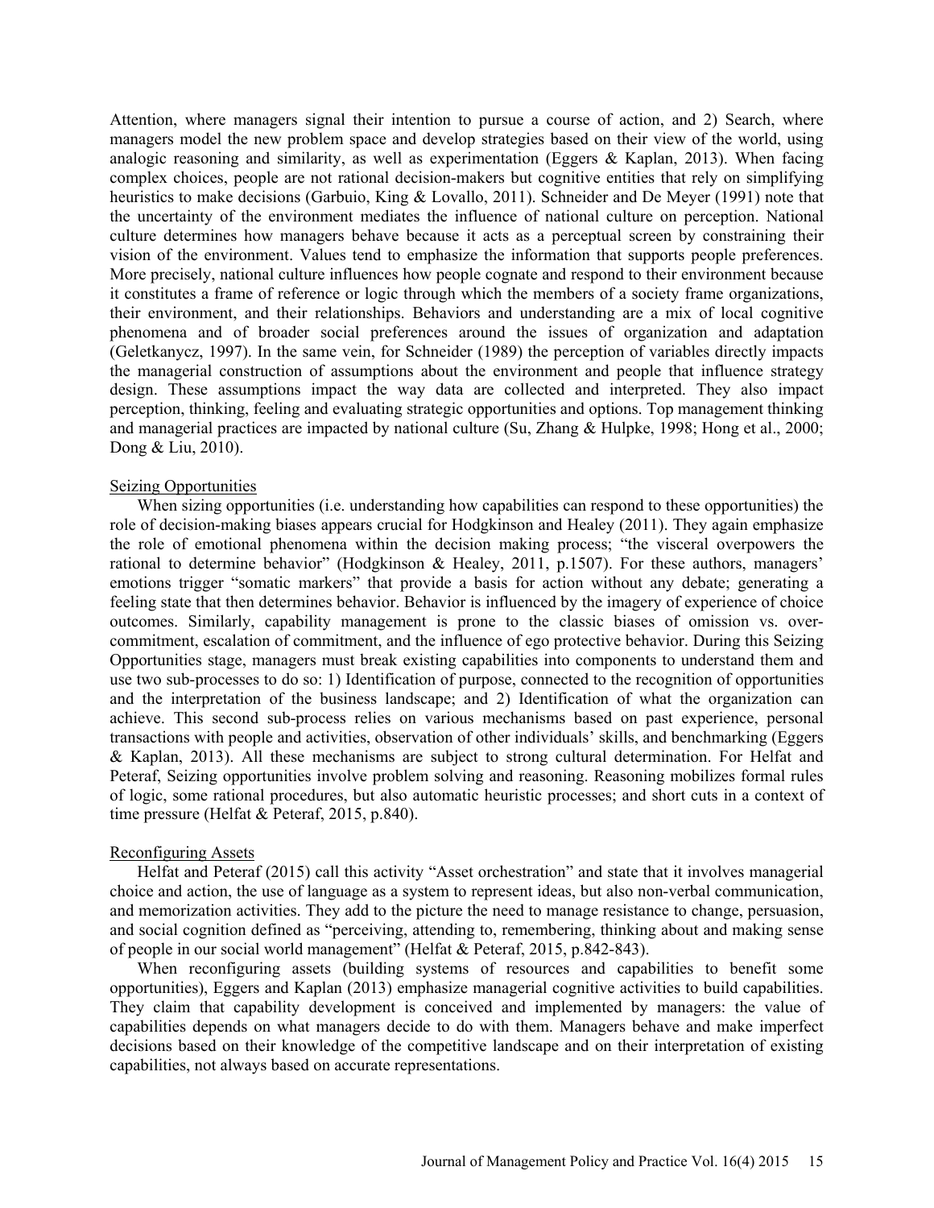Attention, where managers signal their intention to pursue a course of action, and 2) Search, where managers model the new problem space and develop strategies based on their view of the world, using analogic reasoning and similarity, as well as experimentation (Eggers & Kaplan, 2013). When facing complex choices, people are not rational decision-makers but cognitive entities that rely on simplifying heuristics to make decisions (Garbuio, King & Lovallo, 2011). Schneider and De Meyer (1991) note that the uncertainty of the environment mediates the influence of national culture on perception. National culture determines how managers behave because it acts as a perceptual screen by constraining their vision of the environment. Values tend to emphasize the information that supports people preferences. More precisely, national culture influences how people cognate and respond to their environment because it constitutes a frame of reference or logic through which the members of a society frame organizations, their environment, and their relationships. Behaviors and understanding are a mix of local cognitive phenomena and of broader social preferences around the issues of organization and adaptation (Geletkanycz, 1997). In the same vein, for Schneider (1989) the perception of variables directly impacts the managerial construction of assumptions about the environment and people that influence strategy design. These assumptions impact the way data are collected and interpreted. They also impact perception, thinking, feeling and evaluating strategic opportunities and options. Top management thinking and managerial practices are impacted by national culture (Su, Zhang & Hulpke, 1998; Hong et al., 2000; Dong & Liu, 2010).

### Seizing Opportunities

When sizing opportunities (i.e. understanding how capabilities can respond to these opportunities) the role of decision-making biases appears crucial for Hodgkinson and Healey (2011). They again emphasize the role of emotional phenomena within the decision making process; "the visceral overpowers the rational to determine behavior" (Hodgkinson & Healey, 2011, p.1507). For these authors, managers' emotions trigger "somatic markers" that provide a basis for action without any debate; generating a feeling state that then determines behavior. Behavior is influenced by the imagery of experience of choice outcomes. Similarly, capability management is prone to the classic biases of omission vs. over-commitment, escalation of commitment, and the influence of ego protective behavior. During this Seizing Opportunities stage, managers must break existing capabilities into components to understand them and use two sub-processes to do so: 1) Identification of purpose, connected to the recognition of opportunities and the interpretation of the business landscape; and 2) Identification of what the organization can achieve. This second sub-process relies on various mechanisms based on past experience, personal transactions with people and activities, observation of other individuals' skills, and benchmarking (Eggers & Kaplan, 2013). All these mechanisms are subject to strong cultural determination. For Helfat and Peteraf, Seizing opportunities involve problem solving and reasoning. Reasoning mobilizes formal rules of logic, some rational procedures, but also automatic heuristic processes; and short cuts in a context of time pressure (Helfat & Peteraf, 2015, p.840).

### Reconfiguring Assets

Helfat and Peteraf (2015) call this activity "Asset orchestration" and state that it involves managerial choice and action, the use of language as a system to represent ideas, but also non-verbal communication, and memorization activities. They add to the picture the need to manage resistance to change, persuasion, and social cognition defined as "perceiving, attending to, remembering, thinking about and making sense of people in our social world management" (Helfat & Peteraf, 2015, p.842-843).

When reconfiguring assets (building systems of resources and capabilities to benefit some opportunities), Eggers and Kaplan (2013) emphasize managerial cognitive activities to build capabilities. They claim that capability development is conceived and implemented by managers: the value of capabilities depends on what managers decide to do with them. Managers behave and make imperfect decisions based on their knowledge of the competitive landscape and on their interpretation of existing capabilities, not always based on accurate representations.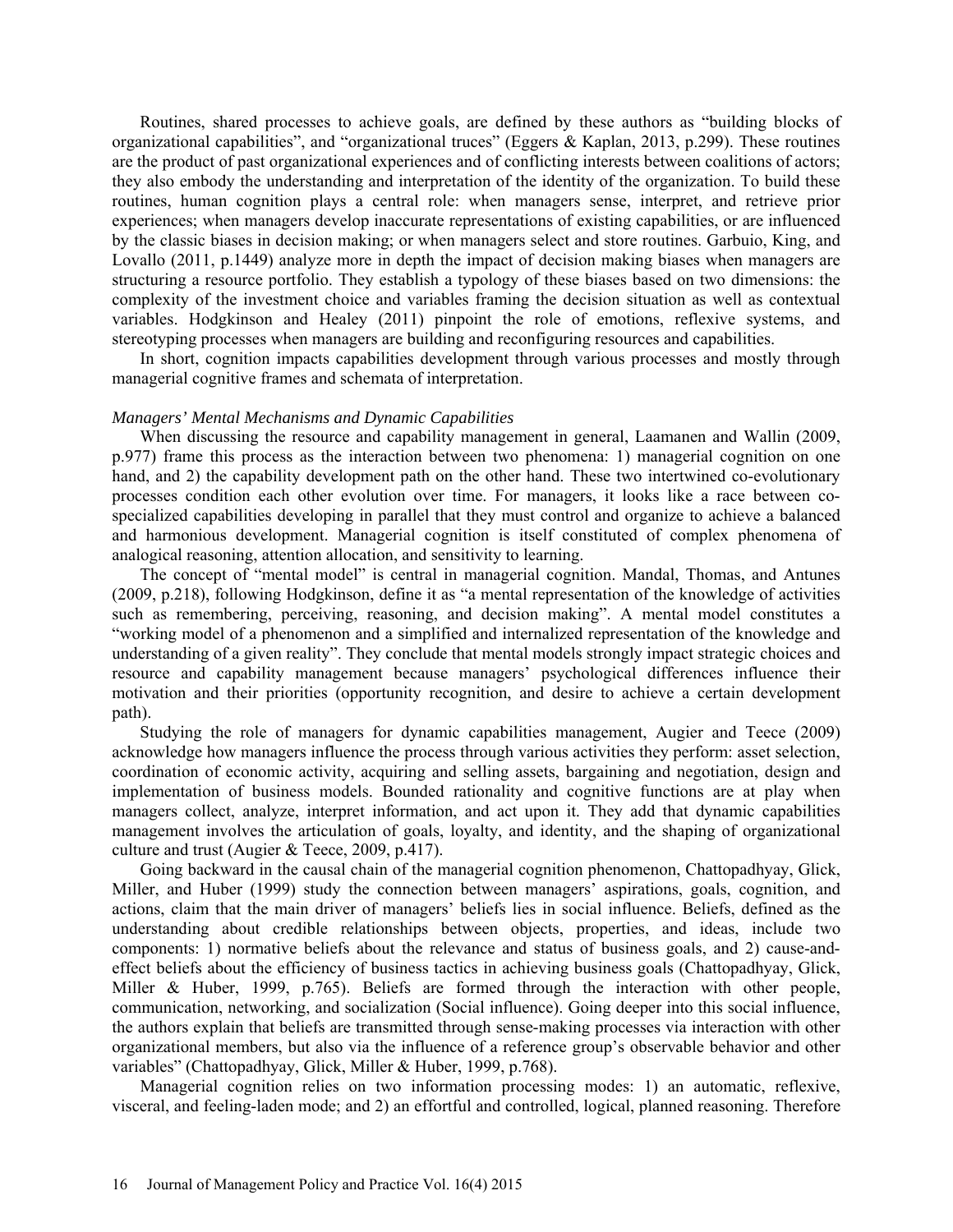Routines, shared processes to achieve goals, are defined by these authors as "building blocks of organizational capabilities", and "organizational truces" (Eggers & Kaplan, 2013, p.299). These routines are the product of past organizational experiences and of conflicting interests between coalitions of actors; they also embody the understanding and interpretation of the identity of the organization. To build these routines, human cognition plays a central role: when managers sense, interpret, and retrieve prior experiences; when managers develop inaccurate representations of existing capabilities, or are influenced by the classic biases in decision making; or when managers select and store routines. Garbuio, King, and Lovallo (2011, p.1449) analyze more in depth the impact of decision making biases when managers are structuring a resource portfolio. They establish a typology of these biases based on two dimensions: the complexity of the investment choice and variables framing the decision situation as well as contextual variables. Hodgkinson and Healey (2011) pinpoint the role of emotions, reflexive systems, and stereotyping processes when managers are building and reconfiguring resources and capabilities.

In short, cognition impacts capabilities development through various processes and mostly through managerial cognitive frames and schemata of interpretation.

*Managers' Mental Mechanisms and Dynamic Capabilities*

When discussing the resource and capability management in general, Laamanen and Wallin (2009, p.977) frame this process as the interaction between two phenomena: 1) managerial cognition on one hand, and 2) the capability development path on the other hand. These two intertwined co-evolutionary processes condition each other evolution over time. For managers, it looks like a race between co-specialized capabilities developing in parallel that they must control and organize to achieve a balanced and harmonious development. Managerial cognition is itself constituted of complex phenomena of analogical reasoning, attention allocation, and sensitivity to learning.

The concept of "mental model" is central in managerial cognition. Mandal, Thomas, and Antunes (2009, p.218), following Hodgkinson, define it as "a mental representation of the knowledge of activities such as remembering, perceiving, reasoning, and decision making". A mental model constitutes a "working model of a phenomenon and a simplified and internalized representation of the knowledge and understanding of a given reality". They conclude that mental models strongly impact strategic choices and resource and capability management because managers' psychological differences influence their motivation and their priorities (opportunity recognition, and desire to achieve a certain development path).

Studying the role of managers for dynamic capabilities management, Augier and Teece (2009) acknowledge how managers influence the process through various activities they perform: asset selection, coordination of economic activity, acquiring and selling assets, bargaining and negotiation, design and implementation of business models. Bounded rationality and cognitive functions are at play when managers collect, analyze, interpret information, and act upon it. They add that dynamic capabilities management involves the articulation of goals, loyalty, and identity, and the shaping of organizational culture and trust (Augier & Teece, 2009, p.417).

Going backward in the causal chain of the managerial cognition phenomenon, Chattopadhyay, Glick, Miller, and Huber (1999) study the connection between managers' aspirations, goals, cognition, and actions, claim that the main driver of managers' beliefs lies in social influence. Beliefs, defined as the understanding about credible relationships between objects, properties, and ideas, include two components: 1) normative beliefs about the relevance and status of business goals, and 2) cause-and-effect beliefs about the efficiency of business tactics in achieving business goals (Chattopadhyay, Glick, Miller & Huber, 1999, p.765). Beliefs are formed through the interaction with other people, communication, networking, and socialization (Social influence). Going deeper into this social influence, the authors explain that beliefs are transmitted through sense-making processes via interaction with other organizational members, but also via the influence of a reference group's observable behavior and other variables" (Chattopadhyay, Glick, Miller & Huber, 1999, p.768).

Managerial cognition relies on two information processing modes: 1) an automatic, reflexive, visceral, and feeling-laden mode; and 2) an effortful and controlled, logical, planned reasoning. Therefore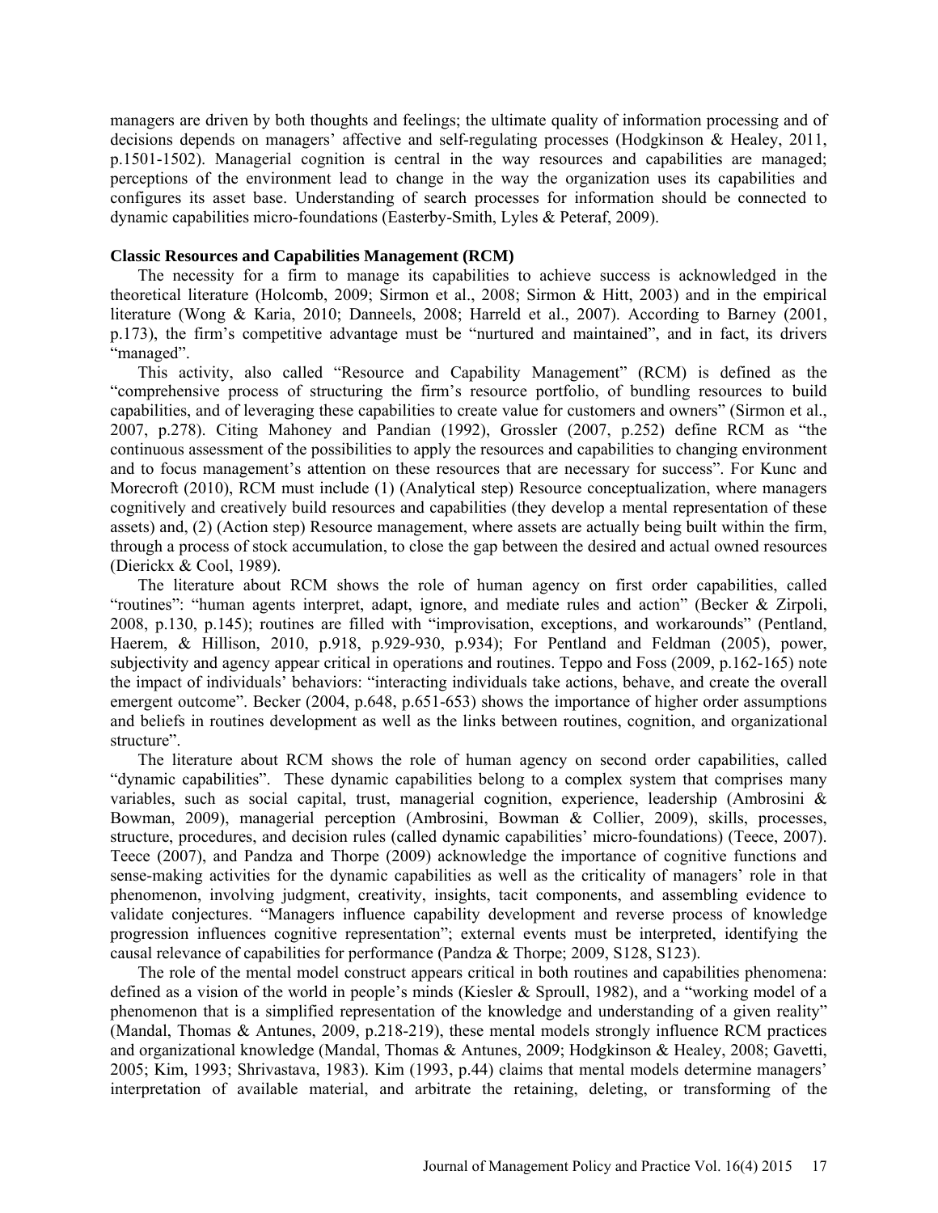managers are driven by both thoughts and feelings; the ultimate quality of information processing and of decisions depends on managers' affective and self-regulating processes (Hodgkinson & Healey, 2011, p.1501-1502). Managerial cognition is central in the way resources and capabilities are managed; perceptions of the environment lead to change in the way the organization uses its capabilities and configures its asset base. Understanding of search processes for information should be connected to dynamic capabilities micro-foundations (Easterby-Smith, Lyles & Peteraf, 2009).

**Classic Resources and Capabilities Management (RCM)**

The necessity for a firm to manage its capabilities to achieve success is acknowledged in the theoretical literature (Holcomb, 2009; Sirmon et al., 2008; Sirmon & Hitt, 2003) and in the empirical literature (Wong & Karia, 2010; Danneels, 2008; Harreld et al., 2007). According to Barney (2001, p.173), the firm's competitive advantage must be "nurtured and maintained", and in fact, its drivers "managed".

This activity, also called "Resource and Capability Management" (RCM) is defined as the "comprehensive process of structuring the firm's resource portfolio, of bundling resources to build capabilities, and of leveraging these capabilities to create value for customers and owners" (Sirmon et al., 2007, p.278). Citing Mahoney and Pandian (1992), Grossler (2007, p.252) define RCM as "the continuous assessment of the possibilities to apply the resources and capabilities to changing environment and to focus management's attention on these resources that are necessary for success". For Kunc and Morecroft (2010), RCM must include (1) (Analytical step) Resource conceptualization, where managers cognitively and creatively build resources and capabilities (they develop a mental representation of these assets) and, (2) (Action step) Resource management, where assets are actually being built within the firm, through a process of stock accumulation, to close the gap between the desired and actual owned resources (Dierickx & Cool, 1989).

The literature about RCM shows the role of human agency on first order capabilities, called "routines": "human agents interpret, adapt, ignore, and mediate rules and action" (Becker & Zirpoli, 2008, p.130, p.145); routines are filled with "improvisation, exceptions, and workarounds" (Pentland, Haerem, & Hillison, 2010, p.918, p.929-930, p.934); For Pentland and Feldman (2005), power, subjectivity and agency appear critical in operations and routines. Teppo and Foss (2009, p.162-165) note the impact of individuals' behaviors: "interacting individuals take actions, behave, and create the overall emergent outcome". Becker (2004, p.648, p.651-653) shows the importance of higher order assumptions and beliefs in routines development as well as the links between routines, cognition, and organizational structure".

The literature about RCM shows the role of human agency on second order capabilities, called "dynamic capabilities". These dynamic capabilities belong to a complex system that comprises many variables, such as social capital, trust, managerial cognition, experience, leadership (Ambrosini & Bowman, 2009), managerial perception (Ambrosini, Bowman & Collier, 2009), skills, processes, structure, procedures, and decision rules (called dynamic capabilities' micro-foundations) (Teece, 2007). Teece (2007), and Pandza and Thorpe (2009) acknowledge the importance of cognitive functions and sense-making activities for the dynamic capabilities as well as the criticality of managers' role in that phenomenon, involving judgment, creativity, insights, tacit components, and assembling evidence to validate conjectures. "Managers influence capability development and reverse process of knowledge progression influences cognitive representation"; external events must be interpreted, identifying the causal relevance of capabilities for performance (Pandza & Thorpe; 2009, S128, S123).

The role of the mental model construct appears critical in both routines and capabilities phenomena: defined as a vision of the world in people's minds (Kiesler & Sproull, 1982), and a "working model of a phenomenon that is a simplified representation of the knowledge and understanding of a given reality" (Mandal, Thomas & Antunes, 2009, p.218-219), these mental models strongly influence RCM practices and organizational knowledge (Mandal, Thomas & Antunes, 2009; Hodgkinson & Healey, 2008; Gavetti, 2005; Kim, 1993; Shrivastava, 1983). Kim (1993, p.44) claims that mental models determine managers' interpretation of available material, and arbitrate the retaining, deleting, or transforming of the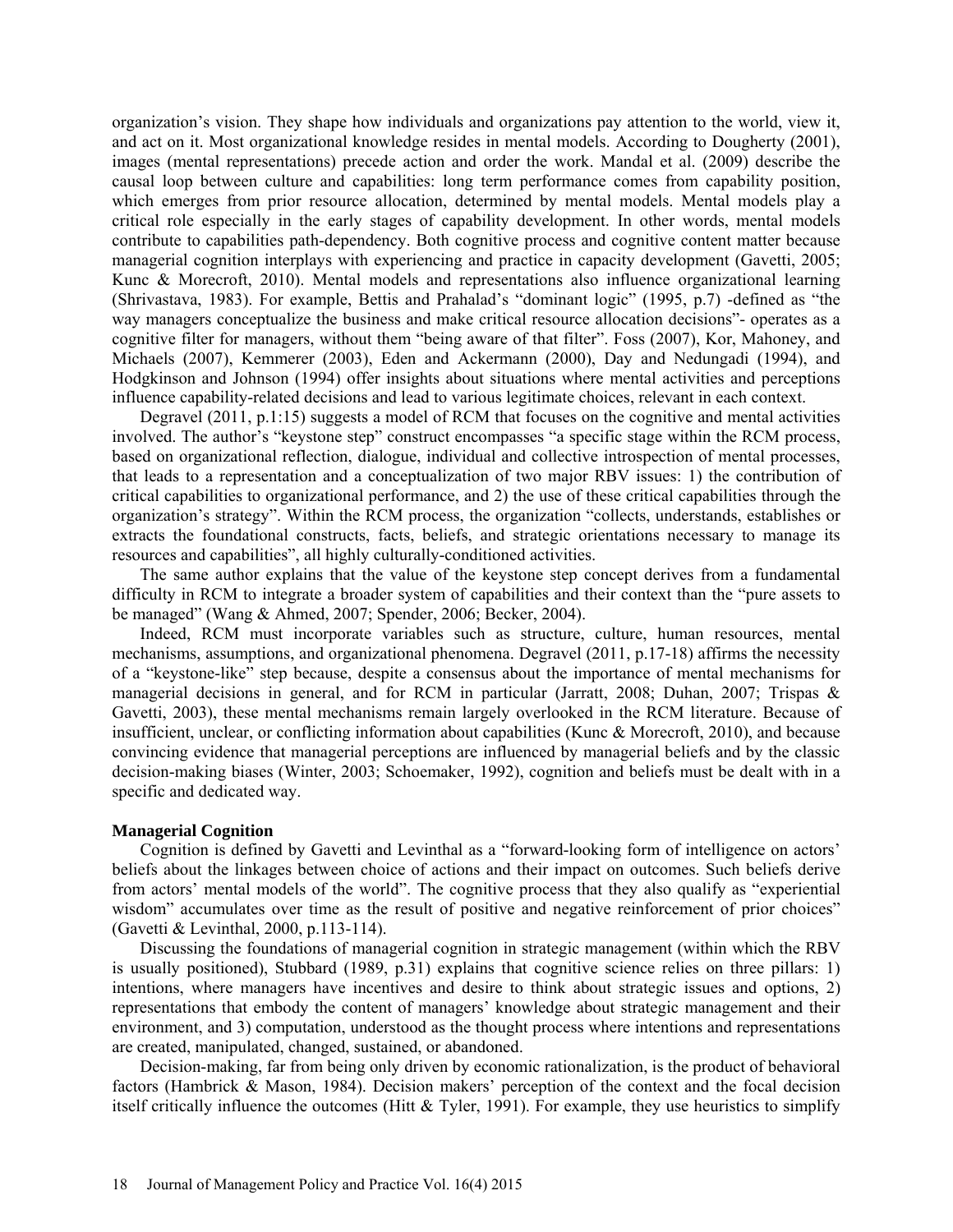organization's vision. They shape how individuals and organizations pay attention to the world, view it, and act on it. Most organizational knowledge resides in mental models. According to Dougherty (2001), images (mental representations) precede action and order the work. Mandal et al. (2009) describe the causal loop between culture and capabilities: long term performance comes from capability position, which emerges from prior resource allocation, determined by mental models. Mental models play a critical role especially in the early stages of capability development. In other words, mental models contribute to capabilities path-dependency. Both cognitive process and cognitive content matter because managerial cognition interplays with experiencing and practice in capacity development (Gavetti, 2005; Kunc & Morecroft, 2010). Mental models and representations also influence organizational learning (Shrivastava, 1983). For example, Bettis and Prahalad's "dominant logic" (1995, p.7) -defined as "the way managers conceptualize the business and make critical resource allocation decisions"- operates as a cognitive filter for managers, without them "being aware of that filter". Foss (2007), Kor, Mahoney, and Michaels (2007), Kemmerer (2003), Eden and Ackermann (2000), Day and Nedungadi (1994), and Hodgkinson and Johnson (1994) offer insights about situations where mental activities and perceptions influence capability-related decisions and lead to various legitimate choices, relevant in each context.

Degravel (2011, p.1:15) suggests a model of RCM that focuses on the cognitive and mental activities involved. The author's "keystone step" construct encompasses "a specific stage within the RCM process, based on organizational reflection, dialogue, individual and collective introspection of mental processes, that leads to a representation and a conceptualization of two major RBV issues: 1) the contribution of critical capabilities to organizational performance, and 2) the use of these critical capabilities through the organization's strategy". Within the RCM process, the organization "collects, understands, establishes or extracts the foundational constructs, facts, beliefs, and strategic orientations necessary to manage its resources and capabilities", all highly culturally-conditioned activities.

The same author explains that the value of the keystone step concept derives from a fundamental difficulty in RCM to integrate a broader system of capabilities and their context than the "pure assets to be managed" (Wang & Ahmed, 2007; Spender, 2006; Becker, 2004).

Indeed, RCM must incorporate variables such as structure, culture, human resources, mental mechanisms, assumptions, and organizational phenomena. Degravel (2011, p.17-18) affirms the necessity of a "keystone-like" step because, despite a consensus about the importance of mental mechanisms for managerial decisions in general, and for RCM in particular (Jarratt, 2008; Duhan, 2007; Trispas & Gavetti, 2003), these mental mechanisms remain largely overlooked in the RCM literature. Because of insufficient, unclear, or conflicting information about capabilities (Kunc & Morecroft, 2010), and because convincing evidence that managerial perceptions are influenced by managerial beliefs and by the classic decision-making biases (Winter, 2003; Schoemaker, 1992), cognition and beliefs must be dealt with in a specific and dedicated way.

**Managerial Cognition**

Cognition is defined by Gavetti and Levinthal as a "forward-looking form of intelligence on actors' beliefs about the linkages between choice of actions and their impact on outcomes. Such beliefs derive from actors' mental models of the world". The cognitive process that they also qualify as "experiential wisdom" accumulates over time as the result of positive and negative reinforcement of prior choices" (Gavetti & Levinthal, 2000, p.113-114).

Discussing the foundations of managerial cognition in strategic management (within which the RBV is usually positioned), Stubbard (1989, p.31) explains that cognitive science relies on three pillars: 1) intentions, where managers have incentives and desire to think about strategic issues and options, 2) representations that embody the content of managers' knowledge about strategic management and their environment, and 3) computation, understood as the thought process where intentions and representations are created, manipulated, changed, sustained, or abandoned.

Decision-making, far from being only driven by economic rationalization, is the product of behavioral factors (Hambrick & Mason, 1984). Decision makers' perception of the context and the focal decision itself critically influence the outcomes (Hitt & Tyler, 1991). For example, they use heuristics to simplify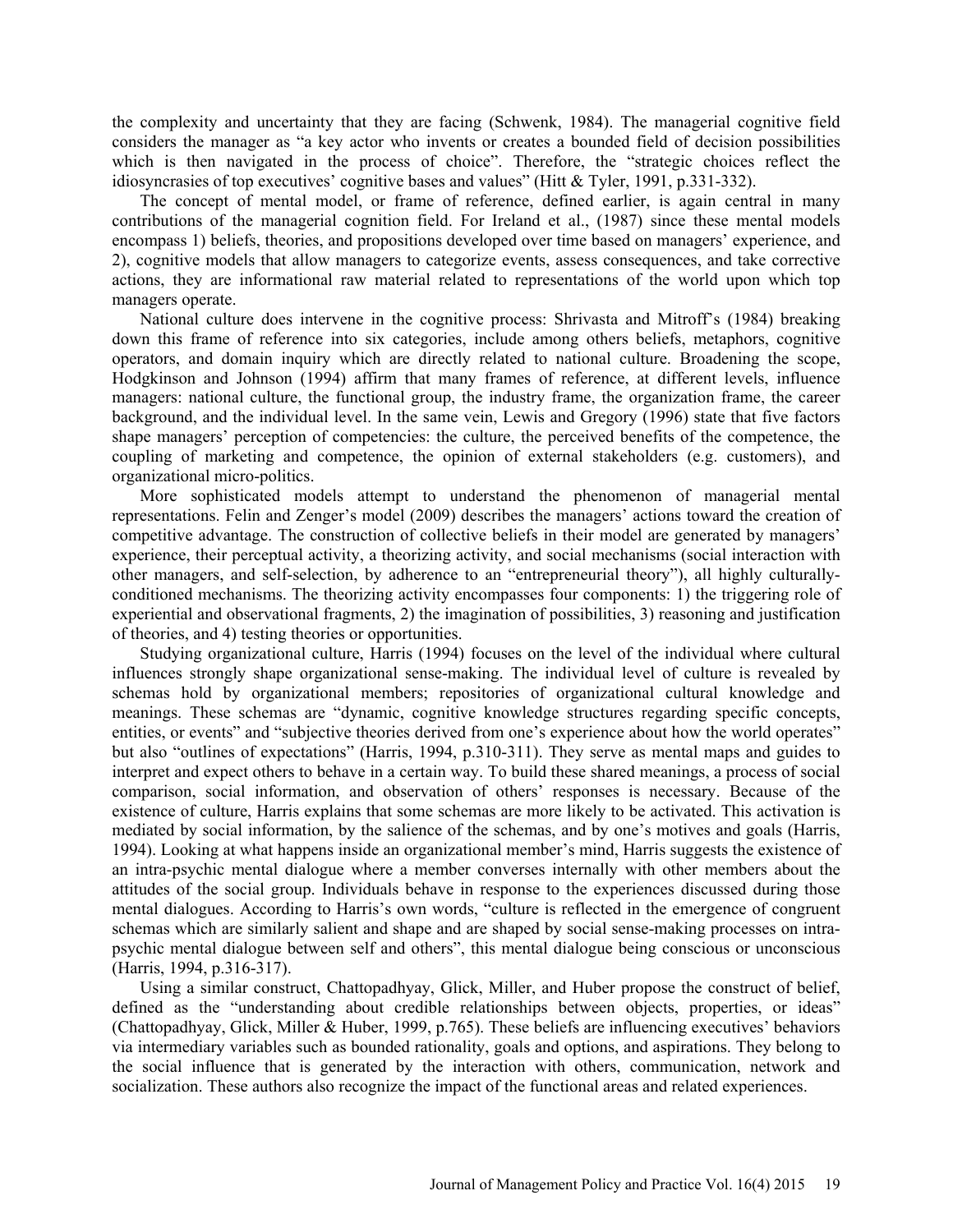the complexity and uncertainty that they are facing (Schwenk, 1984). The managerial cognitive field considers the manager as "a key actor who invents or creates a bounded field of decision possibilities which is then navigated in the process of choice". Therefore, the "strategic choices reflect the idiosyncrasies of top executives' cognitive bases and values" (Hitt & Tyler, 1991, p.331-332).

The concept of mental model, or frame of reference, defined earlier, is again central in many contributions of the managerial cognition field. For Ireland et al., (1987) since these mental models encompass 1) beliefs, theories, and propositions developed over time based on managers' experience, and 2), cognitive models that allow managers to categorize events, assess consequences, and take corrective actions, they are informational raw material related to representations of the world upon which top managers operate.

National culture does intervene in the cognitive process: Shrivasta and Mitroff's (1984) breaking down this frame of reference into six categories, include among others beliefs, metaphors, cognitive operators, and domain inquiry which are directly related to national culture. Broadening the scope, Hodgkinson and Johnson (1994) affirm that many frames of reference, at different levels, influence managers: national culture, the functional group, the industry frame, the organization frame, the career background, and the individual level. In the same vein, Lewis and Gregory (1996) state that five factors shape managers' perception of competencies: the culture, the perceived benefits of the competence, the coupling of marketing and competence, the opinion of external stakeholders (e.g. customers), and organizational micro-politics.

More sophisticated models attempt to understand the phenomenon of managerial mental representations. Felin and Zenger's model (2009) describes the managers' actions toward the creation of competitive advantage. The construction of collective beliefs in their model are generated by managers' experience, their perceptual activity, a theorizing activity, and social mechanisms (social interaction with other managers, and self-selection, by adherence to an "entrepreneurial theory"), all highly culturally-conditioned mechanisms. The theorizing activity encompasses four components: 1) the triggering role of experiential and observational fragments, 2) the imagination of possibilities, 3) reasoning and justification of theories, and 4) testing theories or opportunities.

Studying organizational culture, Harris (1994) focuses on the level of the individual where cultural influences strongly shape organizational sense-making. The individual level of culture is revealed by schemas hold by organizational members; repositories of organizational cultural knowledge and meanings. These schemas are "dynamic, cognitive knowledge structures regarding specific concepts, entities, or events" and "subjective theories derived from one's experience about how the world operates" but also "outlines of expectations" (Harris, 1994, p.310-311). They serve as mental maps and guides to interpret and expect others to behave in a certain way. To build these shared meanings, a process of social comparison, social information, and observation of others' responses is necessary. Because of the existence of culture, Harris explains that some schemas are more likely to be activated. This activation is mediated by social information, by the salience of the schemas, and by one's motives and goals (Harris, 1994). Looking at what happens inside an organizational member's mind, Harris suggests the existence of an intra-psychic mental dialogue where a member converses internally with other members about the attitudes of the social group. Individuals behave in response to the experiences discussed during those mental dialogues. According to Harris's own words, "culture is reflected in the emergence of congruent schemas which are similarly salient and shape and are shaped by social sense-making processes on intra-psychic mental dialogue between self and others", this mental dialogue being conscious or unconscious (Harris, 1994, p.316-317).

Using a similar construct, Chattopadhyay, Glick, Miller, and Huber propose the construct of belief, defined as the "understanding about credible relationships between objects, properties, or ideas" (Chattopadhyay, Glick, Miller & Huber, 1999, p.765). These beliefs are influencing executives' behaviors via intermediary variables such as bounded rationality, goals and options, and aspirations. They belong to the social influence that is generated by the interaction with others, communication, network and socialization. These authors also recognize the impact of the functional areas and related experiences.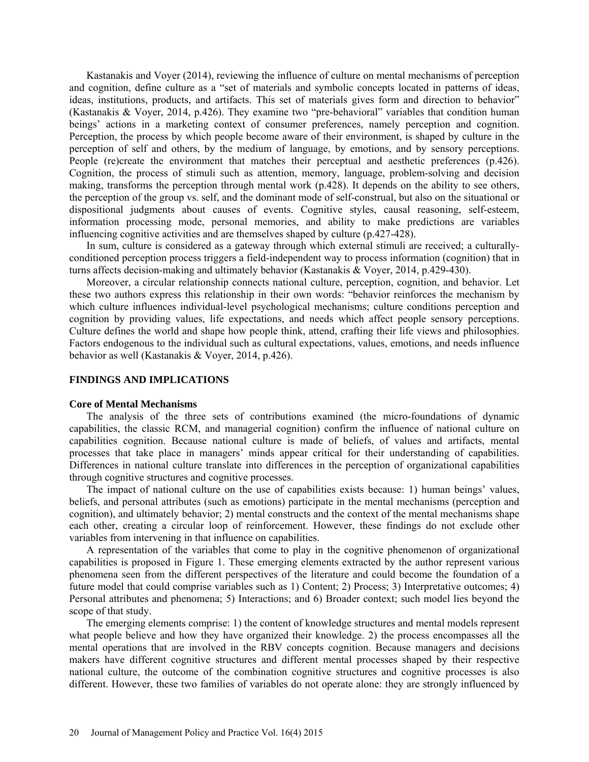Kastanakis and Voyer (2014), reviewing the influence of culture on mental mechanisms of perception and cognition, define culture as a "set of materials and symbolic concepts located in patterns of ideas, ideas, institutions, products, and artifacts. This set of materials gives form and direction to behavior" (Kastanakis & Voyer, 2014, p.426). They examine two "pre-behavioral" variables that condition human beings' actions in a marketing context of consumer preferences, namely perception and cognition. Perception, the process by which people become aware of their environment, is shaped by culture in the perception of self and others, by the medium of language, by emotions, and by sensory perceptions. People (re)create the environment that matches their perceptual and aesthetic preferences (p.426). Cognition, the process of stimuli such as attention, memory, language, problem-solving and decision making, transforms the perception through mental work (p.428). It depends on the ability to see others, the perception of the group vs. self, and the dominant mode of self-construal, but also on the situational or dispositional judgments about causes of events. Cognitive styles, causal reasoning, self-esteem, information processing mode, personal memories, and ability to make predictions are variables influencing cognitive activities and are themselves shaped by culture (p.427-428).

In sum, culture is considered as a gateway through which external stimuli are received; a culturally-conditioned perception process triggers a field-independent way to process information (cognition) that in turns affects decision-making and ultimately behavior (Kastanakis & Voyer, 2014, p.429-430).

Moreover, a circular relationship connects national culture, perception, cognition, and behavior. Let these two authors express this relationship in their own words: "behavior reinforces the mechanism by which culture influences individual-level psychological mechanisms; culture conditions perception and cognition by providing values, life expectations, and needs which affect people sensory perceptions. Culture defines the world and shape how people think, attend, crafting their life views and philosophies. Factors endogenous to the individual such as cultural expectations, values, emotions, and needs influence behavior as well (Kastanakis & Voyer, 2014, p.426).

## FINDINGS AND IMPLICATIONS

### Core of Mental Mechanisms

The analysis of the three sets of contributions examined (the micro-foundations of dynamic capabilities, the classic RCM, and managerial cognition) confirm the influence of national culture on capabilities cognition. Because national culture is made of beliefs, of values and artifacts, mental processes that take place in managers' minds appear critical for their understanding of capabilities. Differences in national culture translate into differences in the perception of organizational capabilities through cognitive structures and cognitive processes.

The impact of national culture on the use of capabilities exists because: 1) human beings' values, beliefs, and personal attributes (such as emotions) participate in the mental mechanisms (perception and cognition), and ultimately behavior; 2) mental constructs and the context of the mental mechanisms shape each other, creating a circular loop of reinforcement. However, these findings do not exclude other variables from intervening in that influence on capabilities.

A representation of the variables that come to play in the cognitive phenomenon of organizational capabilities is proposed in Figure 1. These emerging elements extracted by the author represent various phenomena seen from the different perspectives of the literature and could become the foundation of a future model that could comprise variables such as 1) Content; 2) Process; 3) Interpretative outcomes; 4) Personal attributes and phenomena; 5) Interactions; and 6) Broader context; such model lies beyond the scope of that study.

The emerging elements comprise: 1) the content of knowledge structures and mental models represent what people believe and how they have organized their knowledge. 2) the process encompasses all the mental operations that are involved in the RBV concepts cognition. Because managers and decisions makers have different cognitive structures and different mental processes shaped by their respective national culture, the outcome of the combination cognitive structures and cognitive processes is also different. However, these two families of variables do not operate alone: they are strongly influenced by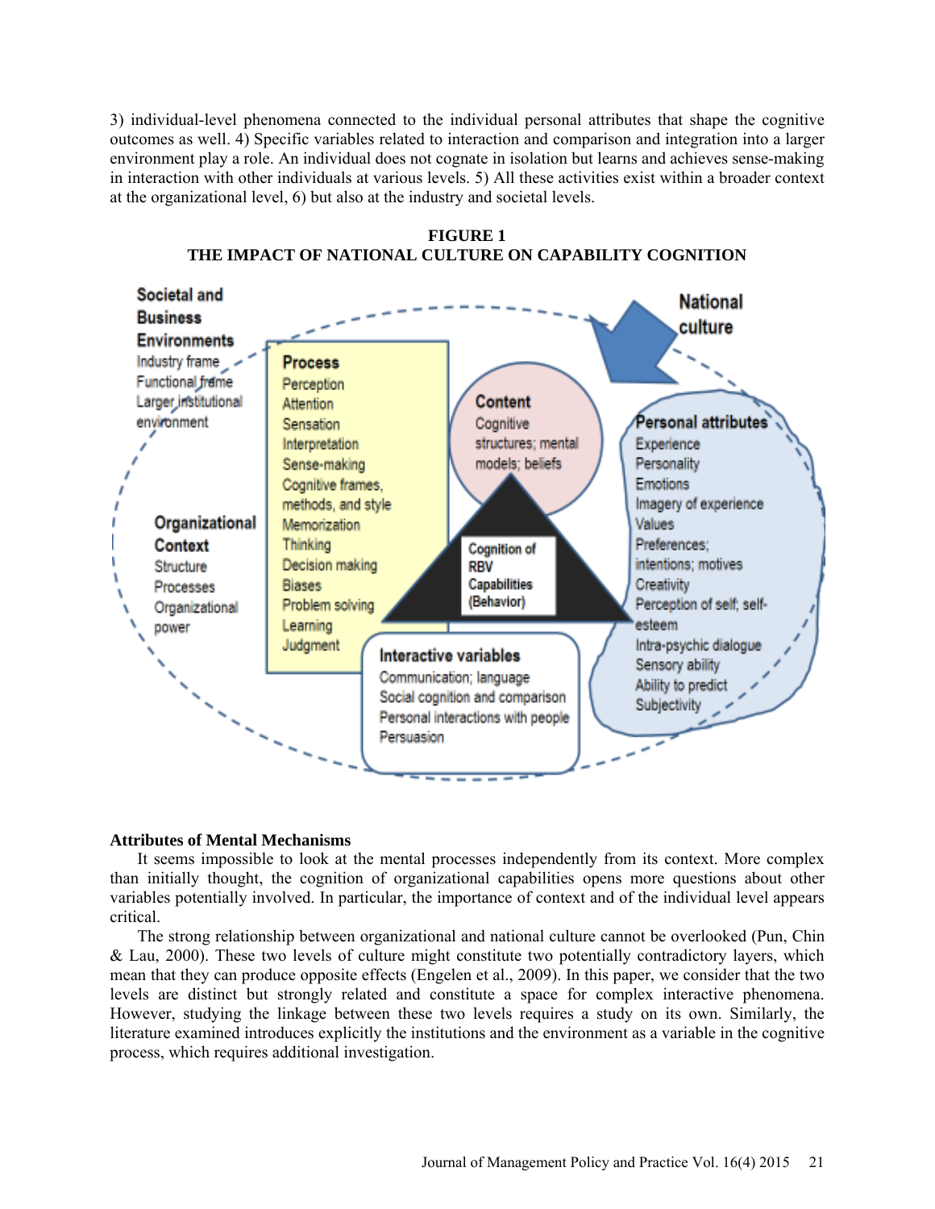3) individual-level phenomena connected to the individual personal attributes that shape the cognitive outcomes as well. 4) Specific variables related to interaction and comparison and integration into a larger environment play a role. An individual does not cognate in isolation but learns and achieves sense-making in interaction with other individuals at various levels. 5) All these activities exist within a broader context at the organizational level, 6) but also at the industry and societal levels.

**FIGURE 1**
**THE IMPACT OF NATIONAL CULTURE ON CAPABILITY COGNITION**

**Societal and Business Environments**
Industry frame
Functional frame
Larger institutional environment

**Process**
Perception
Attention
Sensation
Interpretation
Sense-making
Cognitive frames, methods, and style
Memorization
Thinking
Decision making
Biases
Problem solving
Learning
Judgment

**Content**
Cognitive structures; mental models; beliefs

**National culture**

**Personal attributes**
Experience
Personality
Emotions
Imagery of experience
Values
Preferences; intentions; motives
Creativity
Perception of self; self-esteem
Intra-psychic dialogue
Sensory ability
Ability to predict
Subjectivity

**Organizational Context**
Structure
Processes
Organizational power

**Cognition of RBV Capabilities (Behavior)**

**Interactive variables**
Communication; language
Social cognition and comparison
Personal interactions with people
Persuasion

### Attributes of Mental Mechanisms

It seems impossible to look at the mental processes independently from its context. More complex than initially thought, the cognition of organizational capabilities opens more questions about other variables potentially involved. In particular, the importance of context and of the individual level appears critical.

The strong relationship between organizational and national culture cannot be overlooked (Pun, Chin & Lau, 2000). These two levels of culture might constitute two potentially contradictory layers, which mean that they can produce opposite effects (Engelen et al., 2009). In this paper, we consider that the two levels are distinct but strongly related and constitute a space for complex interactive phenomena. However, studying the linkage between these two levels requires a study on its own. Similarly, the literature examined introduces explicitly the institutions and the environment as a variable in the cognitive process, which requires additional investigation.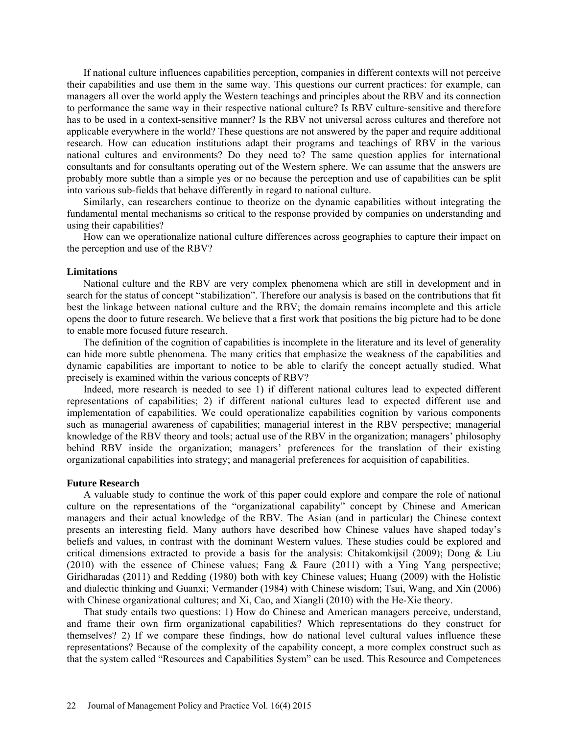If national culture influences capabilities perception, companies in different contexts will not perceive their capabilities and use them in the same way. This questions our current practices: for example, can managers all over the world apply the Western teachings and principles about the RBV and its connection to performance the same way in their respective national culture? Is RBV culture-sensitive and therefore has to be used in a context-sensitive manner? Is the RBV not universal across cultures and therefore not applicable everywhere in the world? These questions are not answered by the paper and require additional research. How can education institutions adapt their programs and teachings of RBV in the various national cultures and environments? Do they need to? The same question applies for international consultants and for consultants operating out of the Western sphere. We can assume that the answers are probably more subtle than a simple yes or no because the perception and use of capabilities can be split into various sub-fields that behave differently in regard to national culture.

Similarly, can researchers continue to theorize on the dynamic capabilities without integrating the fundamental mental mechanisms so critical to the response provided by companies on understanding and using their capabilities?

How can we operationalize national culture differences across geographies to capture their impact on the perception and use of the RBV?

### Limitations

National culture and the RBV are very complex phenomena which are still in development and in search for the status of concept "stabilization". Therefore our analysis is based on the contributions that fit best the linkage between national culture and the RBV; the domain remains incomplete and this article opens the door to future research. We believe that a first work that positions the big picture had to be done to enable more focused future research.

The definition of the cognition of capabilities is incomplete in the literature and its level of generality can hide more subtle phenomena. The many critics that emphasize the weakness of the capabilities and dynamic capabilities are important to notice to be able to clarify the concept actually studied. What precisely is examined within the various concepts of RBV?

Indeed, more research is needed to see 1) if different national cultures lead to expected different representations of capabilities; 2) if different national cultures lead to expected different use and implementation of capabilities. We could operationalize capabilities cognition by various components such as managerial awareness of capabilities; managerial interest in the RBV perspective; managerial knowledge of the RBV theory and tools; actual use of the RBV in the organization; managers' philosophy behind RBV inside the organization; managers' preferences for the translation of their existing organizational capabilities into strategy; and managerial preferences for acquisition of capabilities.

### Future Research

A valuable study to continue the work of this paper could explore and compare the role of national culture on the representations of the "organizational capability" concept by Chinese and American managers and their actual knowledge of the RBV. The Asian (and in particular) the Chinese context presents an interesting field. Many authors have described how Chinese values have shaped today's beliefs and values, in contrast with the dominant Western values. These studies could be explored and critical dimensions extracted to provide a basis for the analysis: Chitakomkijsil (2009); Dong & Liu (2010) with the essence of Chinese values; Fang & Faure (2011) with a Ying Yang perspective; Giridharadas (2011) and Redding (1980) both with key Chinese values; Huang (2009) with the Holistic and dialectic thinking and Guanxi; Vermander (1984) with Chinese wisdom; Tsui, Wang, and Xin (2006) with Chinese organizational cultures; and Xi, Cao, and Xiangli (2010) with the He-Xie theory.

That study entails two questions: 1) How do Chinese and American managers perceive, understand, and frame their own firm organizational capabilities? Which representations do they construct for themselves? 2) If we compare these findings, how do national level cultural values influence these representations? Because of the complexity of the capability concept, a more complex construct such as that the system called "Resources and Capabilities System" can be used. This Resource and Competences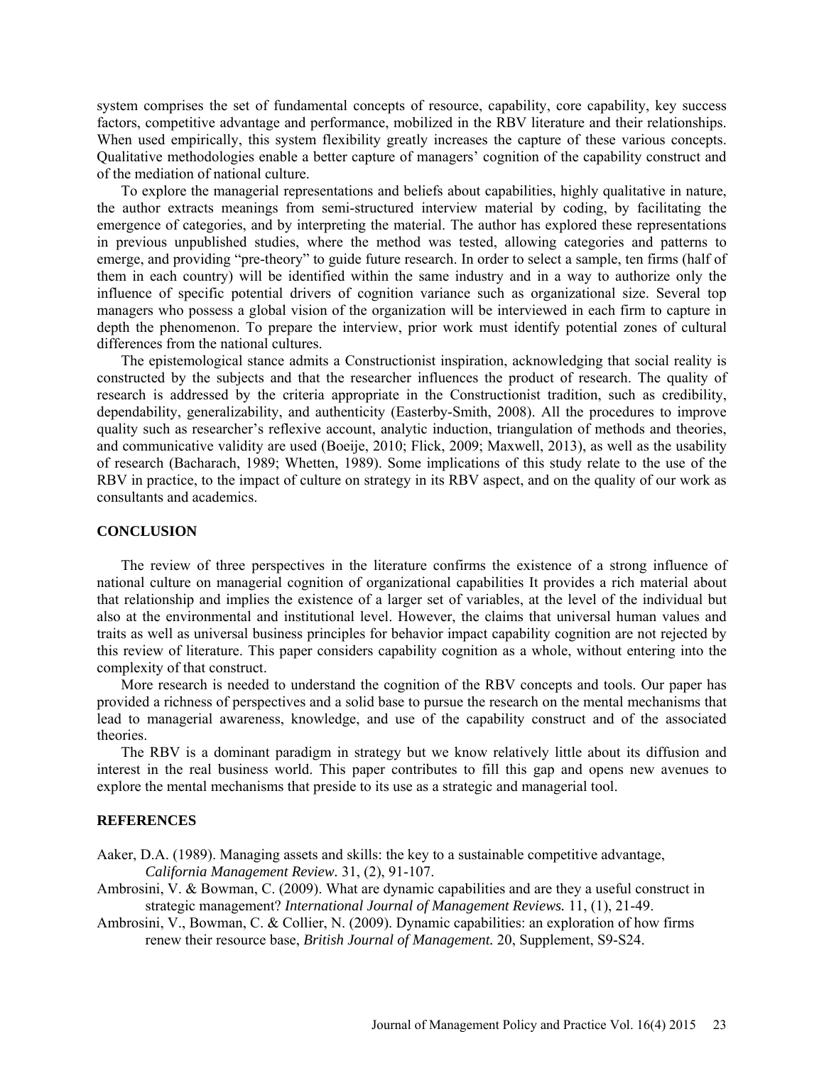system comprises the set of fundamental concepts of resource, capability, core capability, key success factors, competitive advantage and performance, mobilized in the RBV literature and their relationships. When used empirically, this system flexibility greatly increases the capture of these various concepts. Qualitative methodologies enable a better capture of managers' cognition of the capability construct and of the mediation of national culture.

To explore the managerial representations and beliefs about capabilities, highly qualitative in nature, the author extracts meanings from semi-structured interview material by coding, by facilitating the emergence of categories, and by interpreting the material. The author has explored these representations in previous unpublished studies, where the method was tested, allowing categories and patterns to emerge, and providing "pre-theory" to guide future research. In order to select a sample, ten firms (half of them in each country) will be identified within the same industry and in a way to authorize only the influence of specific potential drivers of cognition variance such as organizational size. Several top managers who possess a global vision of the organization will be interviewed in each firm to capture in depth the phenomenon. To prepare the interview, prior work must identify potential zones of cultural differences from the national cultures.

The epistemological stance admits a Constructionist inspiration, acknowledging that social reality is constructed by the subjects and that the researcher influences the product of research. The quality of research is addressed by the criteria appropriate in the Constructionist tradition, such as credibility, dependability, generalizability, and authenticity (Easterby-Smith, 2008). All the procedures to improve quality such as researcher's reflexive account, analytic induction, triangulation of methods and theories, and communicative validity are used (Boeije, 2010; Flick, 2009; Maxwell, 2013), as well as the usability of research (Bacharach, 1989; Whetten, 1989). Some implications of this study relate to the use of the RBV in practice, to the impact of culture on strategy in its RBV aspect, and on the quality of our work as consultants and academics.

## CONCLUSION

The review of three perspectives in the literature confirms the existence of a strong influence of national culture on managerial cognition of organizational capabilities It provides a rich material about that relationship and implies the existence of a larger set of variables, at the level of the individual but also at the environmental and institutional level. However, the claims that universal human values and traits as well as universal business principles for behavior impact capability cognition are not rejected by this review of literature. This paper considers capability cognition as a whole, without entering into the complexity of that construct.

More research is needed to understand the cognition of the RBV concepts and tools. Our paper has provided a richness of perspectives and a solid base to pursue the research on the mental mechanisms that lead to managerial awareness, knowledge, and use of the capability construct and of the associated theories.

The RBV is a dominant paradigm in strategy but we know relatively little about its diffusion and interest in the real business world. This paper contributes to fill this gap and opens new avenues to explore the mental mechanisms that preside to its use as a strategic and managerial tool.

## REFERENCES

Aaker, D.A. (1989). Managing assets and skills: the key to a sustainable competitive advantage, *California Management Review.* 31, (2), 91-107.

Ambrosini, V. & Bowman, C. (2009). What are dynamic capabilities and are they a useful construct in strategic management? *International Journal of Management Reviews.* 11, (1), 21-49.

Ambrosini, V., Bowman, C. & Collier, N. (2009). Dynamic capabilities: an exploration of how firms renew their resource base, *British Journal of Management.* 20, Supplement, S9-S24.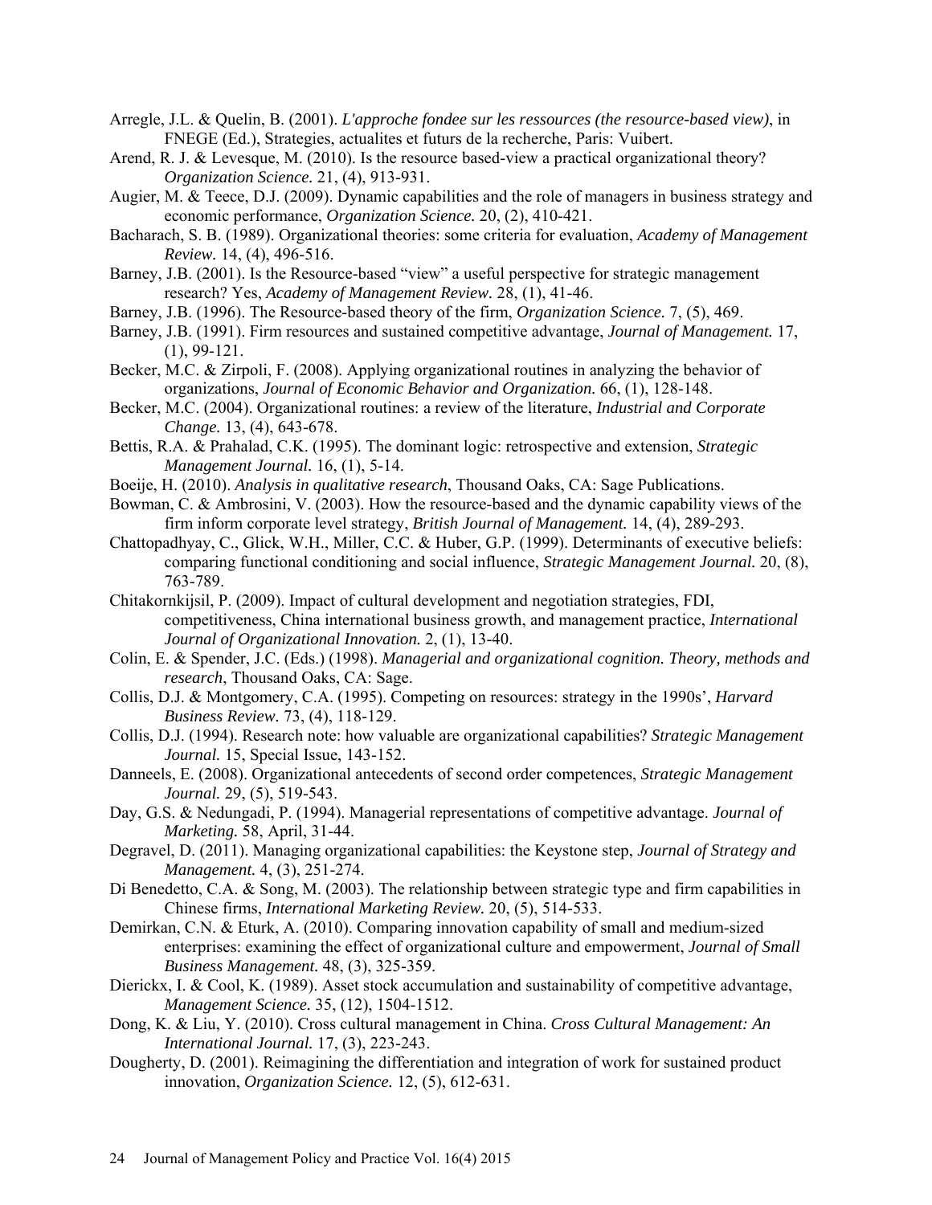Arregle, J.L. & Quelin, B. (2001). *L'approche fondee sur les ressources (the resource-based view)*, in FNEGE (Ed.), Strategies, actualites et futurs de la recherche, Paris: Vuibert.

Arend, R. J. & Levesque, M. (2010). Is the resource based-view a practical organizational theory? *Organization Science.* 21, (4), 913-931.

Augier, M. & Teece, D.J. (2009). Dynamic capabilities and the role of managers in business strategy and economic performance, *Organization Science.* 20, (2), 410-421.

Bacharach, S. B. (1989). Organizational theories: some criteria for evaluation, *Academy of Management Review.* 14, (4), 496-516.

Barney, J.B. (2001). Is the Resource-based "view" a useful perspective for strategic management research? Yes, *Academy of Management Review.* 28, (1), 41-46.

Barney, J.B. (1996). The Resource-based theory of the firm, *Organization Science.* 7, (5), 469.

Barney, J.B. (1991). Firm resources and sustained competitive advantage, *Journal of Management.* 17, (1), 99-121.

Becker, M.C. & Zirpoli, F. (2008). Applying organizational routines in analyzing the behavior of organizations, *Journal of Economic Behavior and Organization.* 66, (1), 128-148.

Becker, M.C. (2004). Organizational routines: a review of the literature, *Industrial and Corporate Change.* 13, (4), 643-678.

Bettis, R.A. & Prahalad, C.K. (1995). The dominant logic: retrospective and extension, *Strategic Management Journal.* 16, (1), 5-14.

Boeije, H. (2010). *Analysis in qualitative research*, Thousand Oaks, CA: Sage Publications.

Bowman, C. & Ambrosini, V. (2003). How the resource-based and the dynamic capability views of the firm inform corporate level strategy, *British Journal of Management.* 14, (4), 289-293.

Chattopadhyay, C., Glick, W.H., Miller, C.C. & Huber, G.P. (1999). Determinants of executive beliefs: comparing functional conditioning and social influence, *Strategic Management Journal.* 20, (8), 763-789.

Chitakornkijsil, P. (2009). Impact of cultural development and negotiation strategies, FDI, competitiveness, China international business growth, and management practice, *International Journal of Organizational Innovation.* 2, (1), 13-40.

Colin, E. & Spender, J.C. (Eds.) (1998). *Managerial and organizational cognition. Theory, methods and research*, Thousand Oaks, CA: Sage.

Collis, D.J. & Montgomery, C.A. (1995). Competing on resources: strategy in the 1990s', *Harvard Business Review.* 73, (4), 118-129.

Collis, D.J. (1994). Research note: how valuable are organizational capabilities? *Strategic Management Journal.* 15, Special Issue, 143-152.

Danneels, E. (2008). Organizational antecedents of second order competences, *Strategic Management Journal.* 29, (5), 519-543.

Day, G.S. & Nedungadi, P. (1994). Managerial representations of competitive advantage. *Journal of Marketing.* 58, April, 31-44.

Degravel, D. (2011). Managing organizational capabilities: the Keystone step, *Journal of Strategy and Management.* 4, (3), 251-274.

Di Benedetto, C.A. & Song, M. (2003). The relationship between strategic type and firm capabilities in Chinese firms, *International Marketing Review.* 20, (5), 514-533.

Demirkan, C.N. & Eturk, A. (2010). Comparing innovation capability of small and medium-sized enterprises: examining the effect of organizational culture and empowerment, *Journal of Small Business Management.* 48, (3), 325-359.

Dierickx, I. & Cool, K. (1989). Asset stock accumulation and sustainability of competitive advantage, *Management Science.* 35, (12), 1504-1512.

Dong, K. & Liu, Y. (2010). Cross cultural management in China. *Cross Cultural Management: An International Journal.* 17, (3), 223-243.

Dougherty, D. (2001). Reimagining the differentiation and integration of work for sustained product innovation, *Organization Science.* 12, (5), 612-631.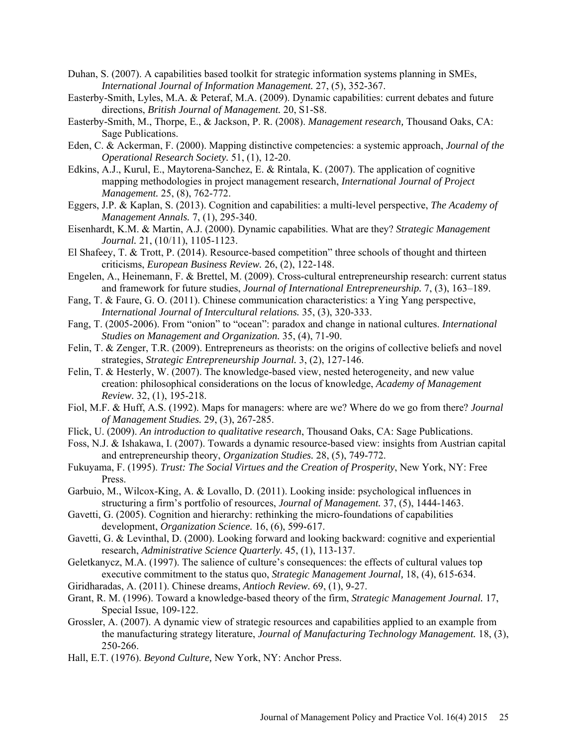Duhan, S. (2007). A capabilities based toolkit for strategic information systems planning in SMEs, *International Journal of Information Management.* 27, (5), 352-367.

Easterby-Smith, Lyles, M.A. & Peteraf, M.A. (2009). Dynamic capabilities: current debates and future directions, *British Journal of Management.* 20, S1-S8.

Easterby-Smith, M., Thorpe, E., & Jackson, P. R. (2008). *Management research,* Thousand Oaks, CA: Sage Publications.

Eden, C. & Ackerman, F. (2000). Mapping distinctive competencies: a systemic approach, *Journal of the Operational Research Society.* 51, (1), 12-20.

Edkins, A.J., Kurul, E., Maytorena-Sanchez, E. & Rintala, K. (2007). The application of cognitive mapping methodologies in project management research, *International Journal of Project Management.* 25, (8), 762-772.

Eggers, J.P. & Kaplan, S. (2013). Cognition and capabilities: a multi-level perspective, *The Academy of Management Annals.* 7, (1), 295-340.

Eisenhardt, K.M. & Martin, A.J. (2000). Dynamic capabilities. What are they? *Strategic Management Journal.* 21, (10/11), 1105-1123.

El Shafeey, T. & Trott, P. (2014). Resource-based competition" three schools of thought and thirteen criticisms, *European Business Review.* 26, (2), 122-148.

Engelen, A., Heinemann, F. & Brettel, M. (2009). Cross-cultural entrepreneurship research: current status and framework for future studies, *Journal of International Entrepreneurship.* 7, (3), 163–189.

Fang, T. & Faure, G. O. (2011). Chinese communication characteristics: a Ying Yang perspective, *International Journal of Intercultural relations.* 35, (3), 320-333.

Fang, T. (2005-2006). From "onion" to "ocean": paradox and change in national cultures. *International Studies on Management and Organization.* 35, (4), 71-90.

Felin, T. & Zenger, T.R. (2009). Entrepreneurs as theorists: on the origins of collective beliefs and novel strategies, *Strategic Entrepreneurship Journal.* 3, (2), 127-146.

Felin, T. & Hesterly, W. (2007). The knowledge-based view, nested heterogeneity, and new value creation: philosophical considerations on the locus of knowledge, *Academy of Management Review.* 32, (1), 195-218.

Fiol, M.F. & Huff, A.S. (1992). Maps for managers: where are we? Where do we go from there? *Journal of Management Studies.* 29, (3), 267-285.

Flick, U. (2009). *An introduction to qualitative research*, Thousand Oaks, CA: Sage Publications.

Foss, N.J. & Ishakawa, I. (2007). Towards a dynamic resource-based view: insights from Austrian capital and entrepreneurship theory, *Organization Studies.* 28, (5), 749-772.

Fukuyama, F. (1995). *Trust: The Social Virtues and the Creation of Prosperity*, New York, NY: Free Press.

Garbuio, M., Wilcox-King, A. & Lovallo, D. (2011). Looking inside: psychological influences in structuring a firm's portfolio of resources, *Journal of Management.* 37, (5), 1444-1463.

Gavetti, G. (2005). Cognition and hierarchy: rethinking the micro-foundations of capabilities development, *Organization Science.* 16, (6), 599-617.

Gavetti, G. & Levinthal, D. (2000). Looking forward and looking backward: cognitive and experiential research, *Administrative Science Quarterly.* 45, (1), 113-137.

Geletkanycz, M.A. (1997). The salience of culture's consequences: the effects of cultural values top executive commitment to the status quo, *Strategic Management Journal,* 18, (4), 615-634.

Giridharadas, A. (2011). Chinese dreams, *Antioch Review.* 69, (1), 9-27.

Grant, R. M. (1996). Toward a knowledge-based theory of the firm, *Strategic Management Journal.* 17, Special Issue, 109-122.

Grossler, A. (2007). A dynamic view of strategic resources and capabilities applied to an example from the manufacturing strategy literature, *Journal of Manufacturing Technology Management.* 18, (3), 250-266.

Hall, E.T. (1976). *Beyond Culture,* New York, NY: Anchor Press.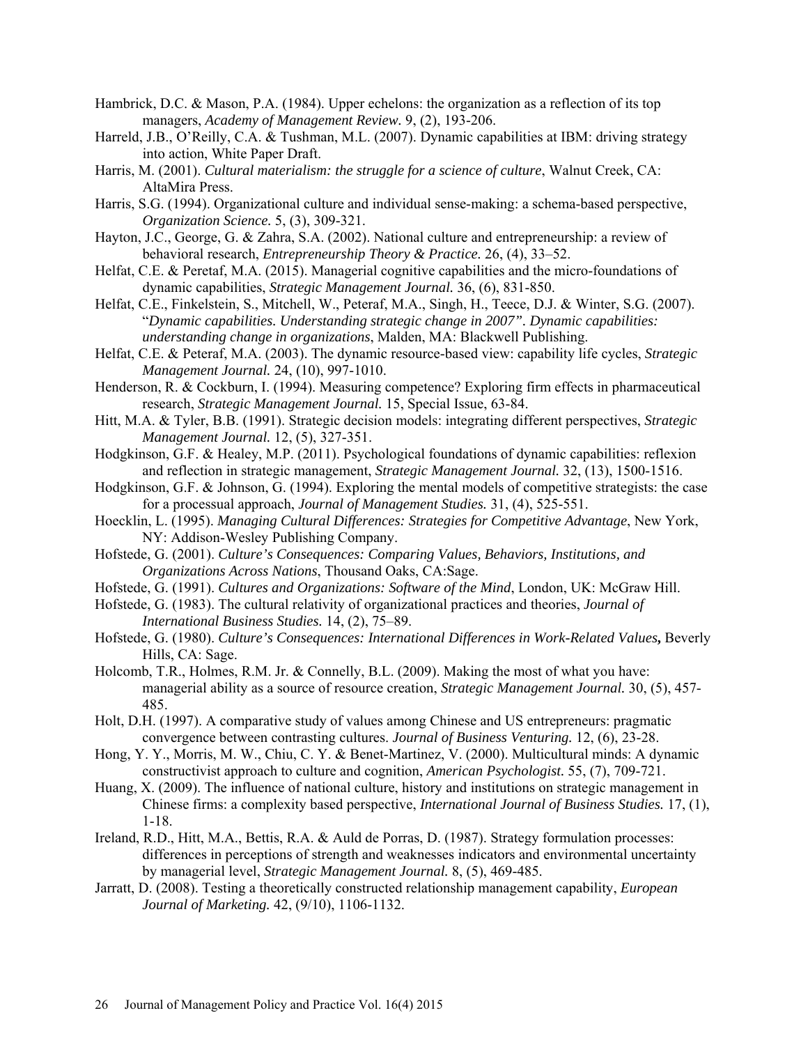Hambrick, D.C. & Mason, P.A. (1984). Upper echelons: the organization as a reflection of its top managers, *Academy of Management Review.* 9, (2), 193-206.

Harreld, J.B., O'Reilly, C.A. & Tushman, M.L. (2007). Dynamic capabilities at IBM: driving strategy into action, White Paper Draft.

Harris, M. (2001). *Cultural materialism: the struggle for a science of culture*, Walnut Creek, CA: AltaMira Press.

Harris, S.G. (1994). Organizational culture and individual sense-making: a schema-based perspective, *Organization Science.* 5, (3), 309-321.

Hayton, J.C., George, G. & Zahra, S.A. (2002). National culture and entrepreneurship: a review of behavioral research, *Entrepreneurship Theory & Practice.* 26, (4), 33–52.

Helfat, C.E. & Peretaf, M.A. (2015). Managerial cognitive capabilities and the micro-foundations of dynamic capabilities, *Strategic Management Journal.* 36, (6), 831-850.

Helfat, C.E., Finkelstein, S., Mitchell, W., Peteraf, M.A., Singh, H., Teece, D.J. & Winter, S.G. (2007). "*Dynamic capabilities. Understanding strategic change in 2007". Dynamic capabilities: understanding change in organizations*, Malden, MA: Blackwell Publishing.

Helfat, C.E. & Peteraf, M.A. (2003). The dynamic resource-based view: capability life cycles, *Strategic Management Journal.* 24, (10), 997-1010.

Henderson, R. & Cockburn, I. (1994). Measuring competence? Exploring firm effects in pharmaceutical research, *Strategic Management Journal.* 15, Special Issue, 63-84.

Hitt, M.A. & Tyler, B.B. (1991). Strategic decision models: integrating different perspectives, *Strategic Management Journal.* 12, (5), 327-351.

Hodgkinson, G.F. & Healey, M.P. (2011). Psychological foundations of dynamic capabilities: reflexion and reflection in strategic management, *Strategic Management Journal.* 32, (13), 1500-1516.

Hodgkinson, G.F. & Johnson, G. (1994). Exploring the mental models of competitive strategists: the case for a processual approach, *Journal of Management Studies.* 31, (4), 525-551.

Hoecklin, L. (1995). *Managing Cultural Differences: Strategies for Competitive Advantage*, New York, NY: Addison-Wesley Publishing Company.

Hofstede, G. (2001). *Culture's Consequences: Comparing Values, Behaviors, Institutions, and Organizations Across Nations*, Thousand Oaks, CA:Sage.

Hofstede, G. (1991). *Cultures and Organizations: Software of the Mind*, London, UK: McGraw Hill.

Hofstede, G. (1983). The cultural relativity of organizational practices and theories, *Journal of International Business Studies.* 14, (2), 75–89.

Hofstede, G. (1980). *Culture's Consequences: International Differences in Work-Related Values***,** Beverly Hills, CA: Sage.

Holcomb, T.R., Holmes, R.M. Jr. & Connelly, B.L. (2009). Making the most of what you have: managerial ability as a source of resource creation, *Strategic Management Journal.* 30, (5), 457-485.

Holt, D.H. (1997). A comparative study of values among Chinese and US entrepreneurs: pragmatic convergence between contrasting cultures. *Journal of Business Venturing.* 12, (6), 23-28.

Hong, Y. Y., Morris, M. W., Chiu, C. Y. & Benet-Martinez, V. (2000). Multicultural minds: A dynamic constructivist approach to culture and cognition, *American Psychologist.* 55, (7), 709-721.

Huang, X. (2009). The influence of national culture, history and institutions on strategic management in Chinese firms: a complexity based perspective, *International Journal of Business Studies.* 17, (1), 1-18.

Ireland, R.D., Hitt, M.A., Bettis, R.A. & Auld de Porras, D. (1987). Strategy formulation processes: differences in perceptions of strength and weaknesses indicators and environmental uncertainty by managerial level, *Strategic Management Journal.* 8, (5), 469-485.

Jarratt, D. (2008). Testing a theoretically constructed relationship management capability, *European Journal of Marketing.* 42, (9/10), 1106-1132.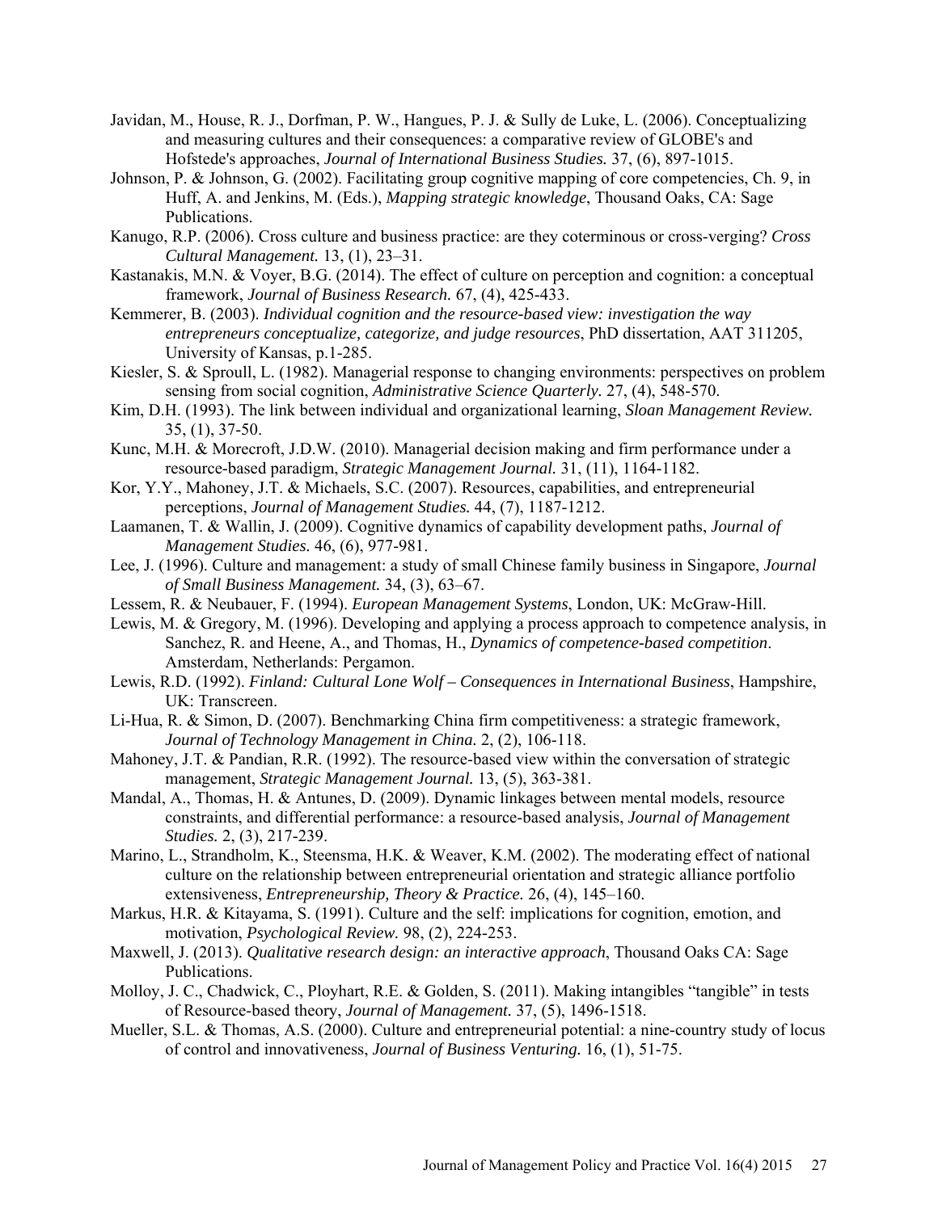Javidan, M., House, R. J., Dorfman, P. W., Hangues, P. J. & Sully de Luke, L. (2006). Conceptualizing and measuring cultures and their consequences: a comparative review of GLOBE's and Hofstede's approaches, *Journal of International Business Studies.* 37, (6), 897-1015.

Johnson, P. & Johnson, G. (2002). Facilitating group cognitive mapping of core competencies, Ch. 9, in Huff, A. and Jenkins, M. (Eds.), *Mapping strategic knowledge*, Thousand Oaks, CA: Sage Publications.

Kanugo, R.P. (2006). Cross culture and business practice: are they coterminous or cross-verging? *Cross Cultural Management.* 13, (1), 23–31.

Kastanakis, M.N. & Voyer, B.G. (2014). The effect of culture on perception and cognition: a conceptual framework, *Journal of Business Research.* 67, (4), 425-433.

Kemmerer, B. (2003). *Individual cognition and the resource-based view: investigation the way entrepreneurs conceptualize, categorize, and judge resources*, PhD dissertation, AAT 311205, University of Kansas, p.1-285.

Kiesler, S. & Sproull, L. (1982). Managerial response to changing environments: perspectives on problem sensing from social cognition, *Administrative Science Quarterly.* 27, (4), 548-570.

Kim, D.H. (1993). The link between individual and organizational learning, *Sloan Management Review.* 35, (1), 37-50.

Kunc, M.H. & Morecroft, J.D.W. (2010). Managerial decision making and firm performance under a resource-based paradigm, *Strategic Management Journal.* 31, (11), 1164-1182.

Kor, Y.Y., Mahoney, J.T. & Michaels, S.C. (2007). Resources, capabilities, and entrepreneurial perceptions, *Journal of Management Studies.* 44, (7), 1187-1212.

Laamanen, T. & Wallin, J. (2009). Cognitive dynamics of capability development paths, *Journal of Management Studies.* 46, (6), 977-981.

Lee, J. (1996). Culture and management: a study of small Chinese family business in Singapore, *Journal of Small Business Management.* 34, (3), 63–67.

Lessem, R. & Neubauer, F. (1994). *European Management Systems*, London, UK: McGraw-Hill.

Lewis, M. & Gregory, M. (1996). Developing and applying a process approach to competence analysis, in Sanchez, R. and Heene, A., and Thomas, H., *Dynamics of competence-based competition*. Amsterdam, Netherlands: Pergamon.

Lewis, R.D. (1992). *Finland: Cultural Lone Wolf – Consequences in International Business*, Hampshire, UK: Transcreen.

Li-Hua, R. & Simon, D. (2007). Benchmarking China firm competitiveness: a strategic framework, *Journal of Technology Management in China.* 2, (2), 106-118.

Mahoney, J.T. & Pandian, R.R. (1992). The resource-based view within the conversation of strategic management, *Strategic Management Journal.* 13, (5), 363-381.

Mandal, A., Thomas, H. & Antunes, D. (2009). Dynamic linkages between mental models, resource constraints, and differential performance: a resource-based analysis, *Journal of Management Studies.* 2, (3), 217-239.

Marino, L., Strandholm, K., Steensma, H.K. & Weaver, K.M. (2002). The moderating effect of national culture on the relationship between entrepreneurial orientation and strategic alliance portfolio extensiveness, *Entrepreneurship, Theory & Practice.* 26, (4), 145–160.

Markus, H.R. & Kitayama, S. (1991). Culture and the self: implications for cognition, emotion, and motivation, *Psychological Review.* 98, (2), 224-253.

Maxwell, J. (2013). *Qualitative research design: an interactive approach*, Thousand Oaks CA: Sage Publications.

Molloy, J. C., Chadwick, C., Ployhart, R.E. & Golden, S. (2011). Making intangibles "tangible" in tests of Resource-based theory, *Journal of Management.* 37, (5), 1496-1518.

Mueller, S.L. & Thomas, A.S. (2000). Culture and entrepreneurial potential: a nine-country study of locus of control and innovativeness, *Journal of Business Venturing.* 16, (1), 51-75.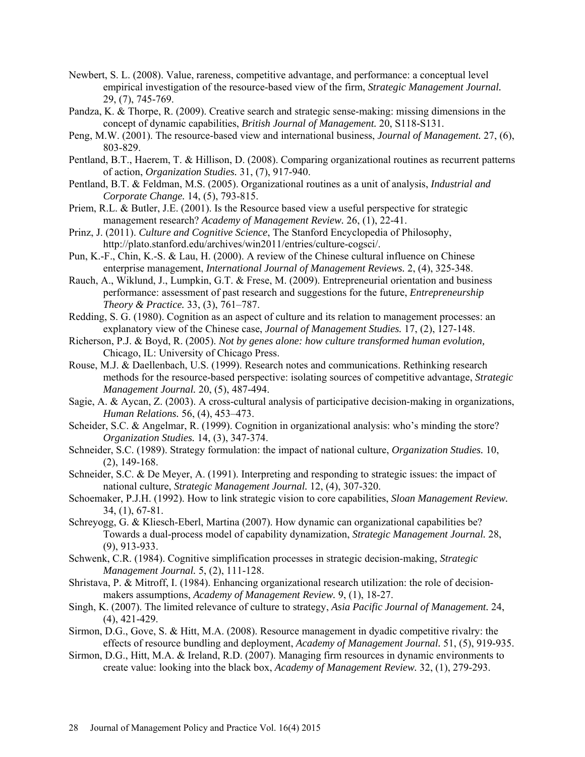Newbert, S. L. (2008). Value, rareness, competitive advantage, and performance: a conceptual level empirical investigation of the resource-based view of the firm, *Strategic Management Journal.* 29, (7), 745-769.

Pandza, K. & Thorpe, R. (2009). Creative search and strategic sense-making: missing dimensions in the concept of dynamic capabilities, *British Journal of Management.* 20, S118-S131.

Peng, M.W. (2001). The resource-based view and international business, *Journal of Management.* 27, (6), 803-829.

Pentland, B.T., Haerem, T. & Hillison, D. (2008). Comparing organizational routines as recurrent patterns of action, *Organization Studies.* 31, (7), 917-940.

Pentland, B.T. & Feldman, M.S. (2005). Organizational routines as a unit of analysis, *Industrial and Corporate Change.* 14, (5), 793-815.

Priem, R.L. & Butler, J.E. (2001). Is the Resource based view a useful perspective for strategic management research? *Academy of Management Review.* 26, (1), 22-41.

Prinz, J. (2011). *Culture and Cognitive Science*, The Stanford Encyclopedia of Philosophy, http://plato.stanford.edu/archives/win2011/entries/culture-cogsci/.

Pun, K.-F., Chin, K.-S. & Lau, H. (2000). A review of the Chinese cultural influence on Chinese enterprise management, *International Journal of Management Reviews.* 2, (4), 325-348.

Rauch, A., Wiklund, J., Lumpkin, G.T. & Frese, M. (2009). Entrepreneurial orientation and business performance: assessment of past research and suggestions for the future, *Entrepreneurship Theory & Practice.* 33, (3), 761–787.

Redding, S. G. (1980). Cognition as an aspect of culture and its relation to management processes: an explanatory view of the Chinese case, *Journal of Management Studies.* 17, (2), 127-148.

Richerson, P.J. & Boyd, R. (2005). *Not by genes alone: how culture transformed human evolution,* Chicago, IL: University of Chicago Press.

Rouse, M.J. & Daellenbach, U.S. (1999). Research notes and communications. Rethinking research methods for the resource-based perspective: isolating sources of competitive advantage, *Strategic Management Journal.* 20, (5), 487-494.

Sagie, A. & Aycan, Z. (2003). A cross-cultural analysis of participative decision-making in organizations, *Human Relations.* 56, (4), 453–473.

Scheider, S.C. & Angelmar, R. (1999). Cognition in organizational analysis: who's minding the store? *Organization Studies.* 14, (3), 347-374.

Schneider, S.C. (1989). Strategy formulation: the impact of national culture, *Organization Studies.* 10, (2), 149-168.

Schneider, S.C. & De Meyer, A. (1991). Interpreting and responding to strategic issues: the impact of national culture, *Strategic Management Journal.* 12, (4), 307-320.

Schoemaker, P.J.H. (1992). How to link strategic vision to core capabilities, *Sloan Management Review.* 34, (1), 67-81.

Schreyogg, G. & Kliesch-Eberl, Martina (2007). How dynamic can organizational capabilities be? Towards a dual-process model of capability dynamization, *Strategic Management Journal.* 28, (9), 913-933.

Schwenk, C.R. (1984). Cognitive simplification processes in strategic decision-making, *Strategic Management Journal.* 5, (2), 111-128.

Shristava, P. & Mitroff, I. (1984). Enhancing organizational research utilization: the role of decision-makers assumptions, *Academy of Management Review.* 9, (1), 18-27.

Singh, K. (2007). The limited relevance of culture to strategy, *Asia Pacific Journal of Management.* 24, (4), 421-429.

Sirmon, D.G., Gove, S. & Hitt, M.A. (2008). Resource management in dyadic competitive rivalry: the effects of resource bundling and deployment, *Academy of Management Journal.* 51, (5), 919-935.

Sirmon, D.G., Hitt, M.A. & Ireland, R.D. (2007). Managing firm resources in dynamic environments to create value: looking into the black box, *Academy of Management Review.* 32, (1), 279-293.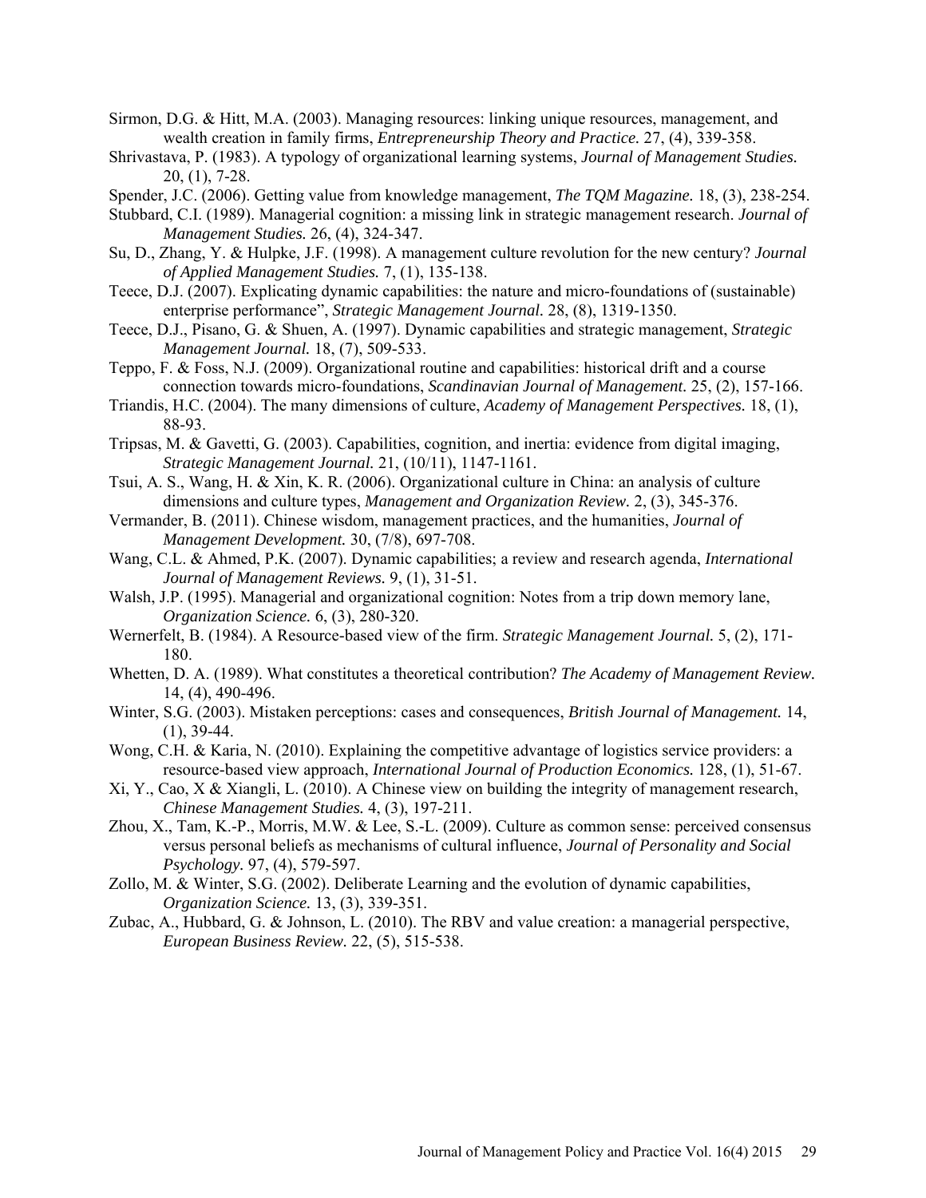Sirmon, D.G. & Hitt, M.A. (2003). Managing resources: linking unique resources, management, and wealth creation in family firms, *Entrepreneurship Theory and Practice.* 27, (4), 339-358.

Shrivastava, P. (1983). A typology of organizational learning systems, *Journal of Management Studies.* 20, (1), 7-28.

Spender, J.C. (2006). Getting value from knowledge management, *The TQM Magazine.* 18, (3), 238-254.

Stubbard, C.I. (1989). Managerial cognition: a missing link in strategic management research. *Journal of Management Studies.* 26, (4), 324-347.

Su, D., Zhang, Y. & Hulpke, J.F. (1998). A management culture revolution for the new century? *Journal of Applied Management Studies.* 7, (1), 135-138.

Teece, D.J. (2007). Explicating dynamic capabilities: the nature and micro-foundations of (sustainable) enterprise performance", *Strategic Management Journal.* 28, (8), 1319-1350.

Teece, D.J., Pisano, G. & Shuen, A. (1997). Dynamic capabilities and strategic management, *Strategic Management Journal.* 18, (7), 509-533.

Teppo, F. & Foss, N.J. (2009). Organizational routine and capabilities: historical drift and a course connection towards micro-foundations, *Scandinavian Journal of Management.* 25, (2), 157-166.

Triandis, H.C. (2004). The many dimensions of culture, *Academy of Management Perspectives.* 18, (1), 88-93.

Tripsas, M. & Gavetti, G. (2003). Capabilities, cognition, and inertia: evidence from digital imaging, *Strategic Management Journal.* 21, (10/11), 1147-1161.

Tsui, A. S., Wang, H. & Xin, K. R. (2006). Organizational culture in China: an analysis of culture dimensions and culture types, *Management and Organization Review.* 2, (3), 345-376.

Vermander, B. (2011). Chinese wisdom, management practices, and the humanities, *Journal of Management Development.* 30, (7/8), 697-708.

Wang, C.L. & Ahmed, P.K. (2007). Dynamic capabilities; a review and research agenda, *International Journal of Management Reviews.* 9, (1), 31-51.

Walsh, J.P. (1995). Managerial and organizational cognition: Notes from a trip down memory lane, *Organization Science.* 6, (3), 280-320.

Wernerfelt, B. (1984). A Resource-based view of the firm. *Strategic Management Journal.* 5, (2), 171-180.

Whetten, D. A. (1989). What constitutes a theoretical contribution? *The Academy of Management Review.* 14, (4), 490-496.

Winter, S.G. (2003). Mistaken perceptions: cases and consequences, *British Journal of Management.* 14, (1), 39-44.

Wong, C.H. & Karia, N. (2010). Explaining the competitive advantage of logistics service providers: a resource-based view approach, *International Journal of Production Economics.* 128, (1), 51-67.

Xi, Y., Cao, X & Xiangli, L. (2010). A Chinese view on building the integrity of management research, *Chinese Management Studies.* 4, (3), 197-211.

Zhou, X., Tam, K.-P., Morris, M.W. & Lee, S.-L. (2009). Culture as common sense: perceived consensus versus personal beliefs as mechanisms of cultural influence, *Journal of Personality and Social Psychology.* 97, (4), 579-597.

Zollo, M. & Winter, S.G. (2002). Deliberate Learning and the evolution of dynamic capabilities, *Organization Science.* 13, (3), 339-351.

Zubac, A., Hubbard, G. & Johnson, L. (2010). The RBV and value creation: a managerial perspective, *European Business Review.* 22, (5), 515-538.